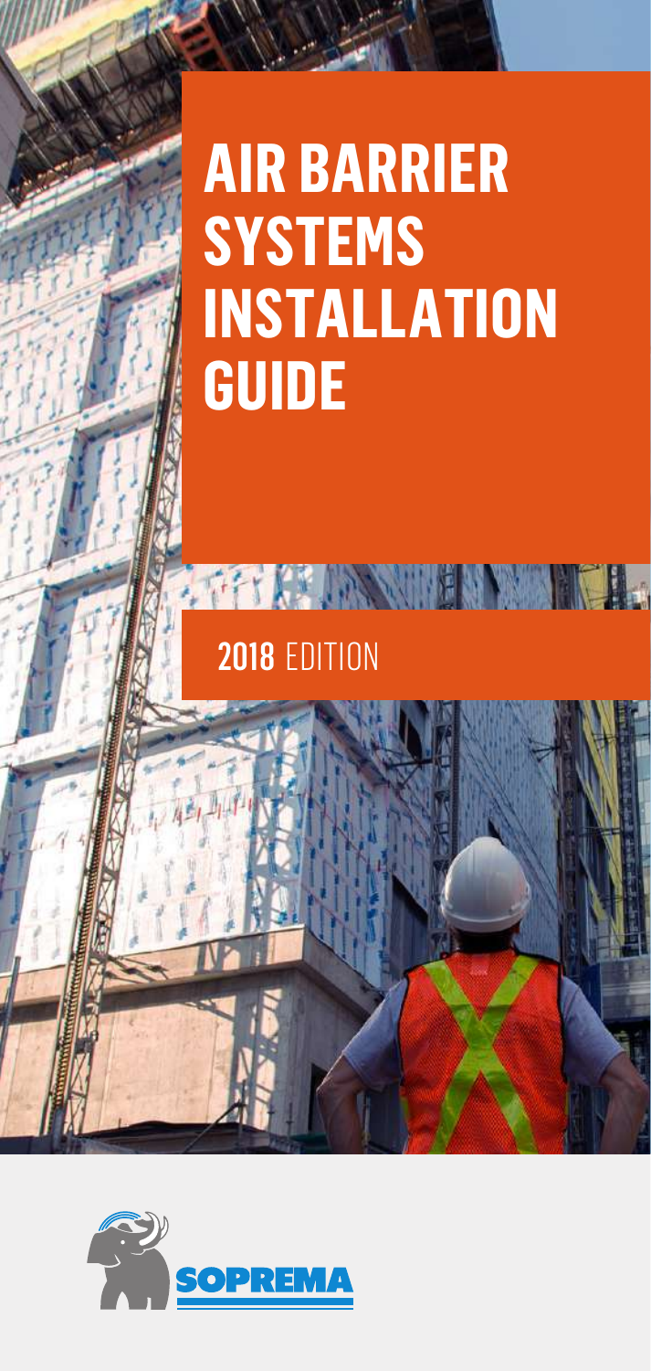# AIR BARRIER SYSTEMS INSTALLATION GUIDE

**2018** EDITION

SOPREMA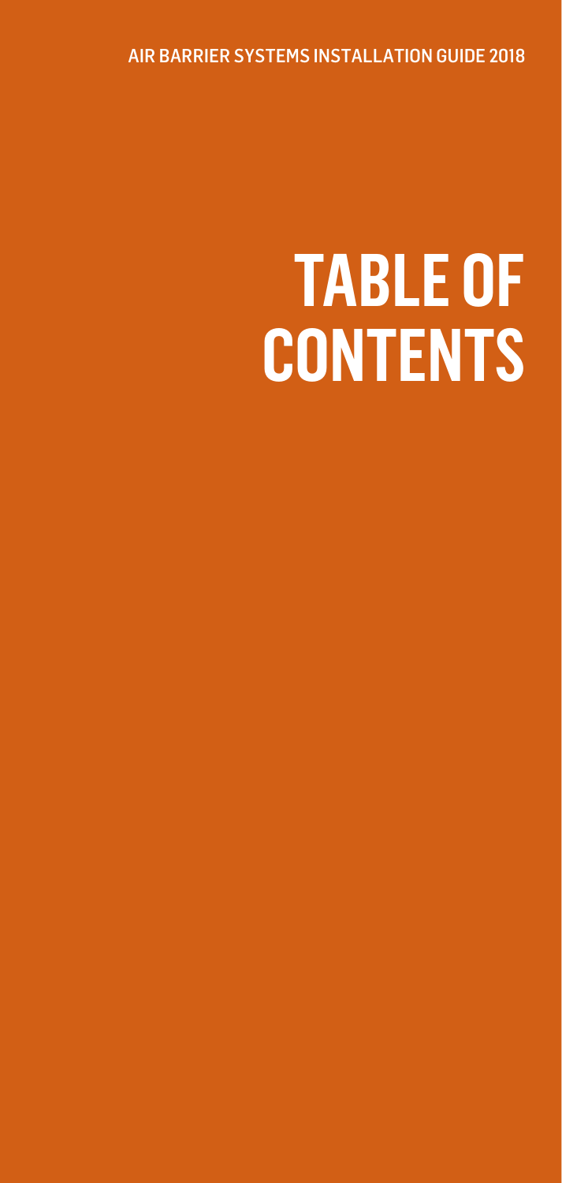# TABLE OF CONTENTS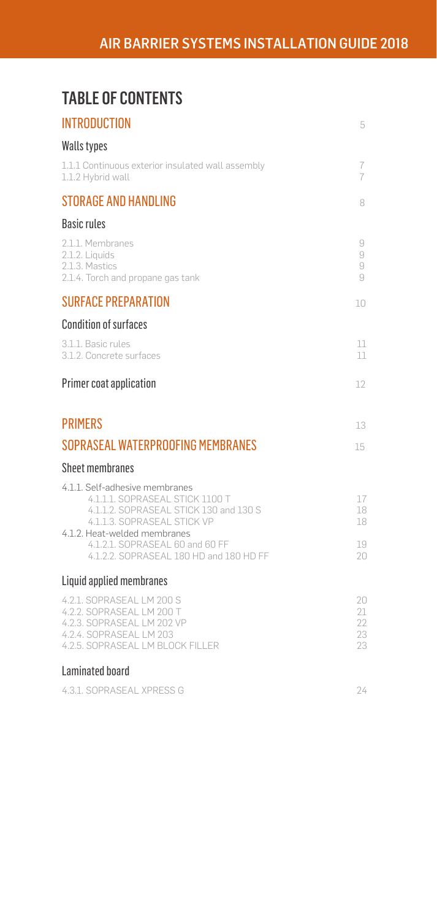# TABLE OF CONTENTS

## INTRODUCTION 5

### Walls types

1.1.1 Continuous exterior insulated wall assembly 7
1.1.2 Hybrid wall 7

## STORAGE AND HANDLING 8

### Basic rules

2.1.1. Membranes 9
2.1.2. Liquids 9
2.1.3. Mastics 9
2.1.4. Torch and propane gas tank 9

## SURFACE PREPARATION 10

### Condition of surfaces

3.1.1. Basic rules 11
3.1.2. Concrete surfaces 11

### Primer coat application 12

## PRIMERS 13

## SOPRASEAL WATERPROOFING MEMBRANES 15

### Sheet membranes

4.1.1. Self-adhesive membranes
- 4.1.1.1. SOPRASEAL STICK 1100 T 17
- 4.1.1.2. SOPRASEAL STICK 130 and 130 S 18
- 4.1.1.3. SOPRASEAL STICK VP 18

4.1.2. Heat-welded membranes
- 4.1.2.1. SOPRASEAL 60 and 60 FF 19
- 4.1.2.2. SOPRASEAL 180 HD and 180 HD FF 20

### Liquid applied membranes

4.2.1. SOPRASEAL LM 200 S 20
4.2.2. SOPRASEAL LM 200 T 21
4.2.3. SOPRASEAL LM 202 VP 22
4.2.4. SOPRASEAL LM 203 23
4.2.5. SOPRASEAL LM BLOCK FILLER 23

### Laminated board

4.3.1. SOPRASEAL XPRESS G 24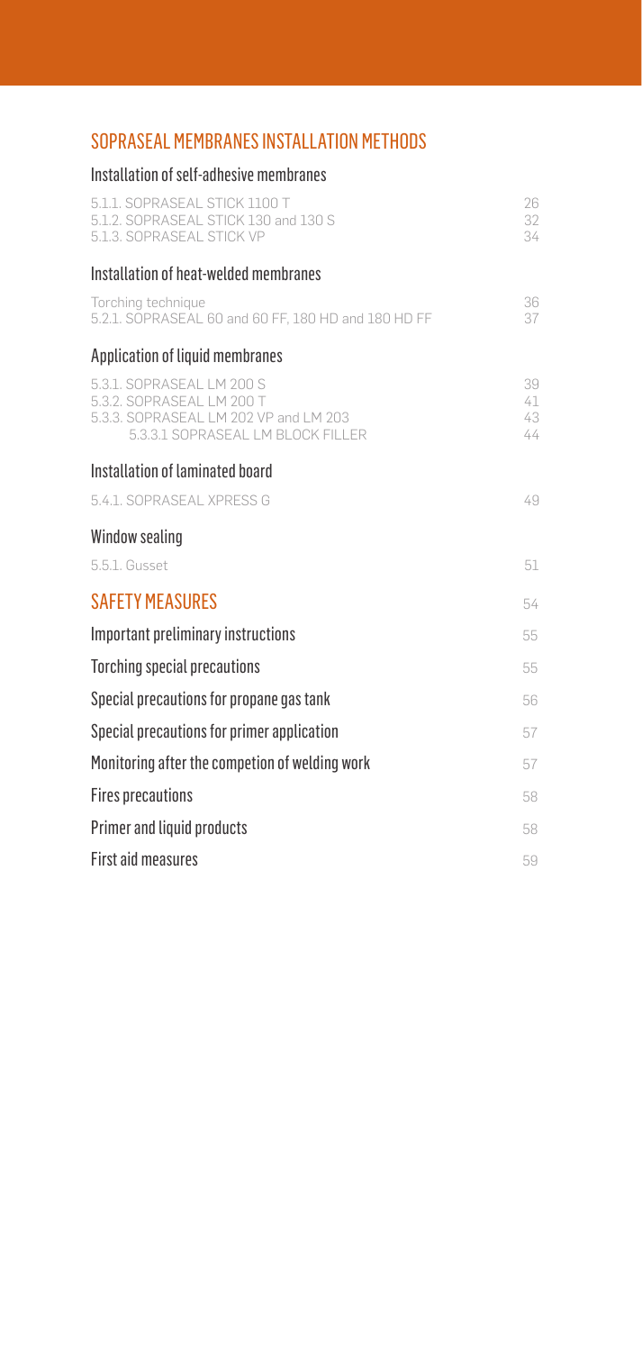## SOPRASEAL MEMBRANES INSTALLATION METHODS

### Installation of self-adhesive membranes

| | |
|---|---|
| 5.1.1. SOPRASEAL STICK 1100 T | 26 |
| 5.1.2. SOPRASEAL STICK 130 and 130 S | 32 |
| 5.1.3. SOPRASEAL STICK VP | 34 |

### Installation of heat-welded membranes

| | |
|---|---|
| Torching technique | 36 |
| 5.2.1. SOPRASEAL 60 and 60 FF, 180 HD and 180 HD FF | 37 |

### Application of liquid membranes

| | |
|---|---|
| 5.3.1. SOPRASEAL LM 200 S | 39 |
| 5.3.2. SOPRASEAL LM 200 T | 41 |
| 5.3.3. SOPRASEAL LM 202 VP and LM 203 | 43 |
| 5.3.3.1 SOPRASEAL LM BLOCK FILLER | 44 |

### Installation of laminated board

| | |
|---|---|
| 5.4.1. SOPRASEAL XPRESS G | 49 |

### Window sealing

| | |
|---|---|
| 5.5.1. Gusset | 51 |

## SAFETY MEASURES — 54

| | |
|---|---|
| Important preliminary instructions | 55 |
| Torching special precautions | 55 |
| Special precautions for propane gas tank | 56 |
| Special precautions for primer application | 57 |
| Monitoring after the competion of welding work | 57 |
| Fires precautions | 58 |
| Primer and liquid products | 58 |
| First aid measures | 59 |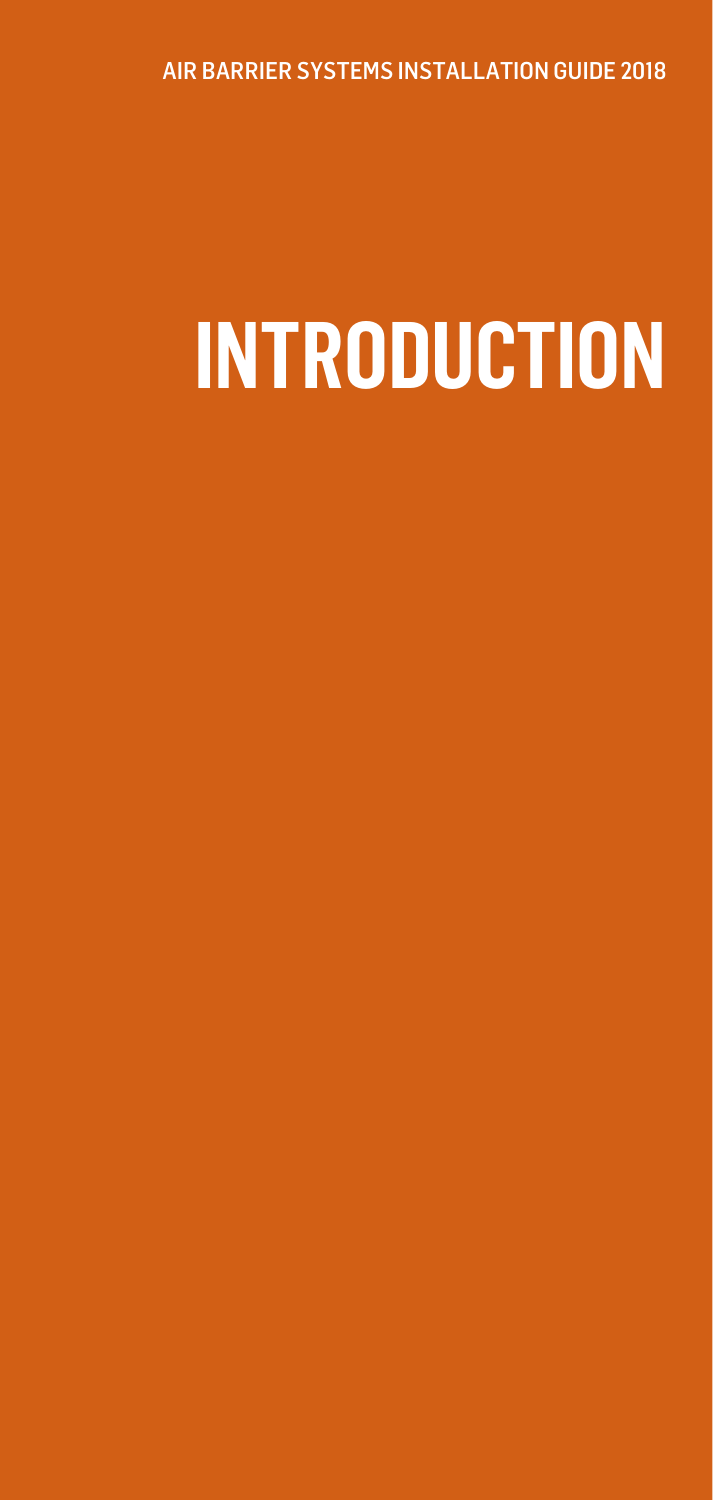# INTRODUCTION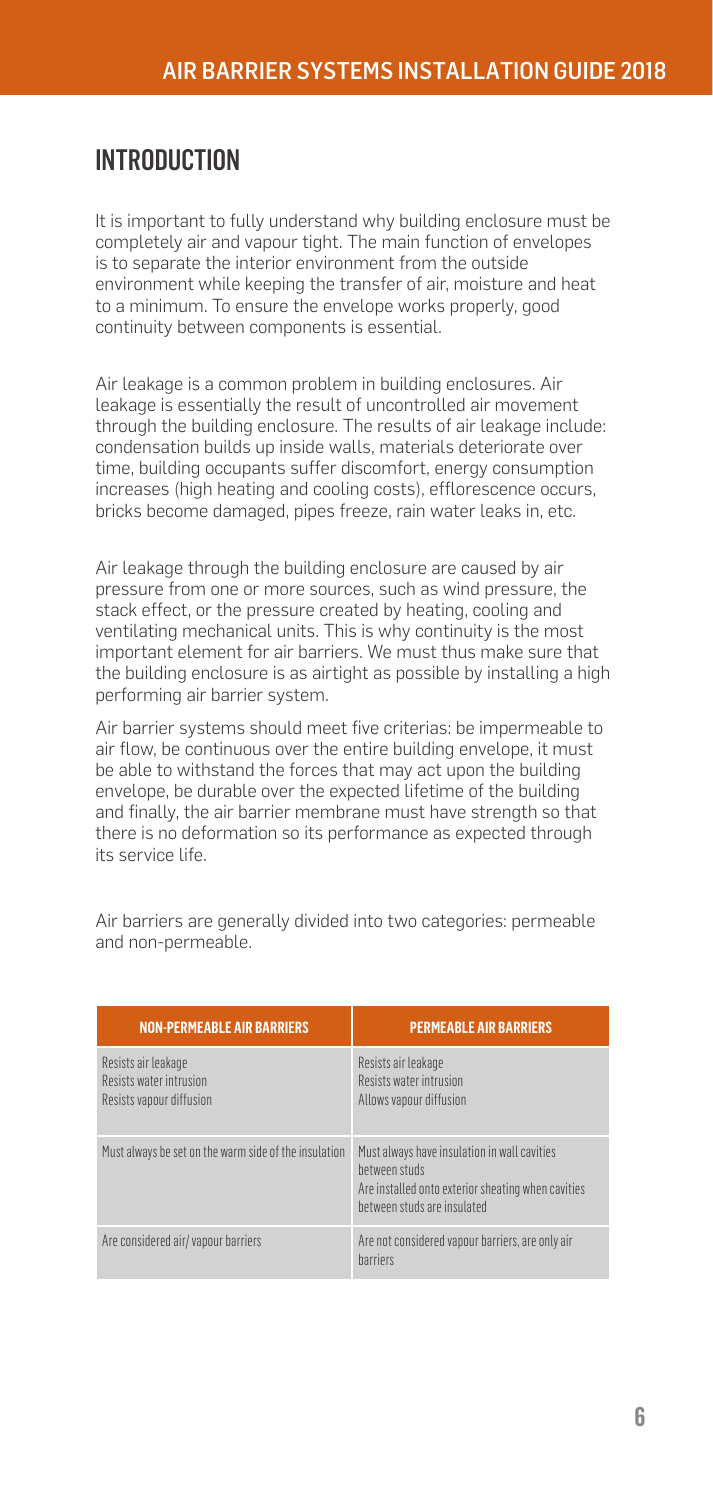## INTRODUCTION

It is important to fully understand why building enclosure must be completely air and vapour tight. The main function of envelopes is to separate the interior environment from the outside environment while keeping the transfer of air, moisture and heat to a minimum. To ensure the envelope works properly, good continuity between components is essential.

Air leakage is a common problem in building enclosures. Air leakage is essentially the result of uncontrolled air movement through the building enclosure. The results of air leakage include: condensation builds up inside walls, materials deteriorate over time, building occupants suffer discomfort, energy consumption increases (high heating and cooling costs), efflorescence occurs, bricks become damaged, pipes freeze, rain water leaks in, etc.

Air leakage through the building enclosure are caused by air pressure from one or more sources, such as wind pressure, the stack effect, or the pressure created by heating, cooling and ventilating mechanical units. This is why continuity is the most important element for air barriers. We must thus make sure that the building enclosure is as airtight as possible by installing a high performing air barrier system.

Air barrier systems should meet five criterias: be impermeable to air flow, be continuous over the entire building envelope, it must be able to withstand the forces that may act upon the building envelope, be durable over the expected lifetime of the building and finally, the air barrier membrane must have strength so that there is no deformation so its performance as expected through its service life.

Air barriers are generally divided into two categories: permeable and non-permeable.

| NON-PERMEABLE AIR BARRIERS | PERMEABLE AIR BARRIERS |
|---|---|
| Resists air leakage<br>Resists water intrusion<br>Resists vapour diffusion | Resists air leakage<br>Resists water intrusion<br>Allows vapour diffusion |
| Must always be set on the warm side of the insulation | Must always have insulation in wall cavities between studs<br>Are installed onto exterior sheating when cavities between studs are insulated |
| Are considered air/ vapour barriers | Are not considered vapour barriers, are only air barriers |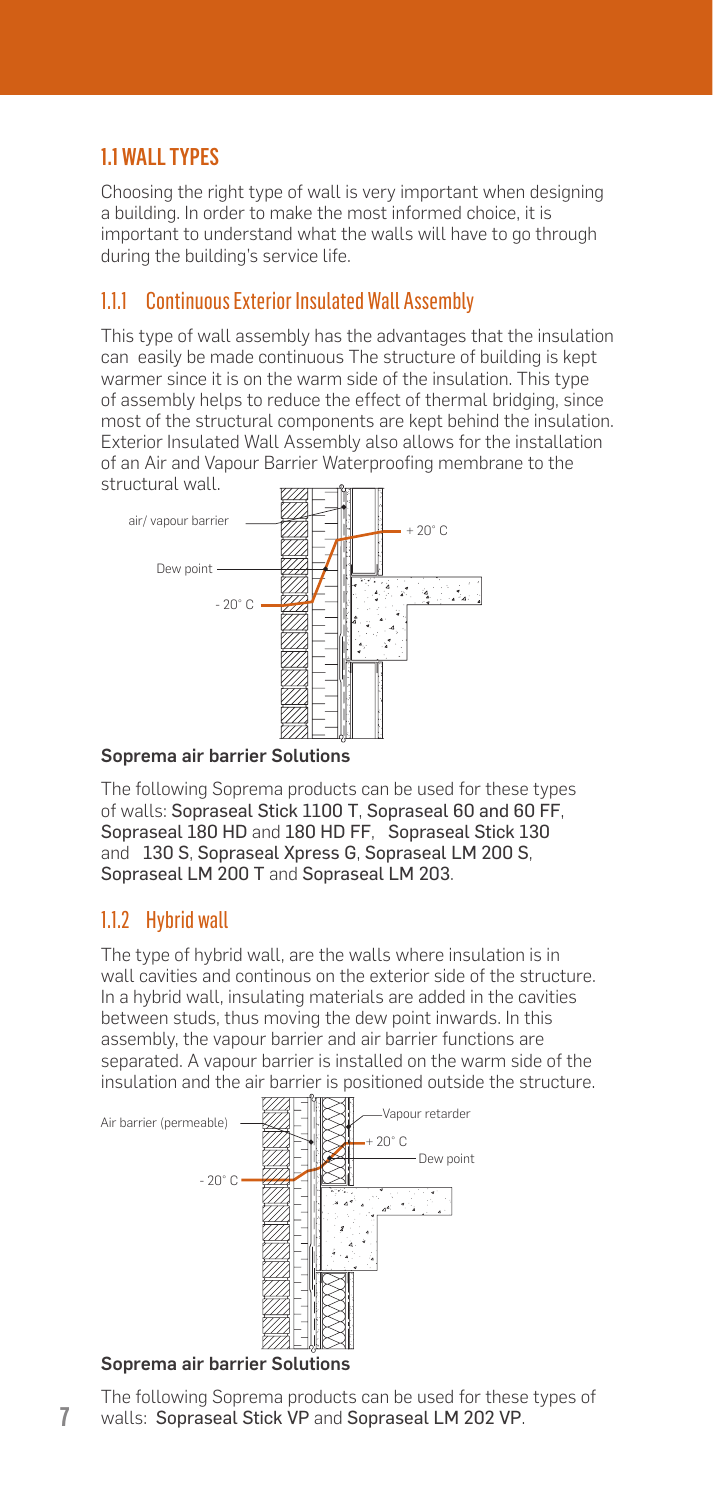## 1.1 WALL TYPES

Choosing the right type of wall is very important when designing a building. In order to make the most informed choice, it is important to understand what the walls will have to go through during the building's service life.

### 1.1.1 Continuous Exterior Insulated Wall Assembly

This type of wall assembly has the advantages that the insulation can easily be made continuous The structure of building is kept warmer since it is on the warm side of the insulation. This type of assembly helps to reduce the effect of thermal bridging, since most of the structural components are kept behind the insulation. Exterior Insulated Wall Assembly also allows for the installation of an Air and Vapour Barrier Waterproofing membrane to the structural wall.

air/ vapour barrier

Dew point

\+ 20° C

\- 20° C

**Soprema air barrier Solutions**

The following Soprema products can be used for these types of walls: Sopraseal Stick 1100 T, Sopraseal 60 and 60 FF, Sopraseal 180 HD and 180 HD FF, Sopraseal Stick 130 and 130 S, Sopraseal Xpress G, Sopraseal LM 200 S, Sopraseal LM 200 T and Sopraseal LM 203.

### 1.1.2 Hybrid wall

The type of hybrid wall, are the walls where insulation is in wall cavities and continous on the exterior side of the structure. In a hybrid wall, insulating materials are added in the cavities between studs, thus moving the dew point inwards. In this assembly, the vapour barrier and air barrier functions are separated. A vapour barrier is installed on the warm side of the insulation and the air barrier is positioned outside the structure.

Air barrier (permeable)

Vapour retarder

\+ 20° C

Dew point

\- 20° C

**Soprema air barrier Solutions**

The following Soprema products can be used for these types of walls: Sopraseal Stick VP and Sopraseal LM 202 VP.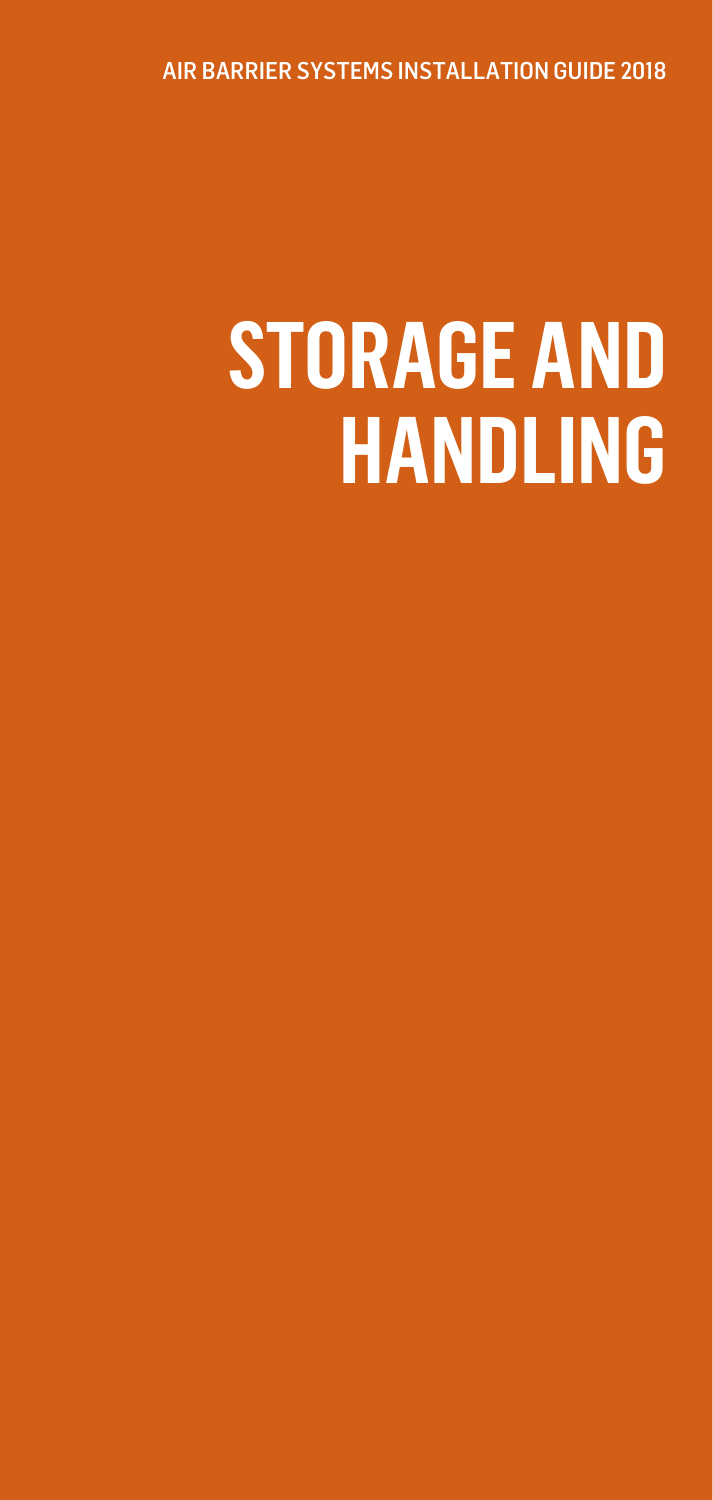# STORAGE AND HANDLING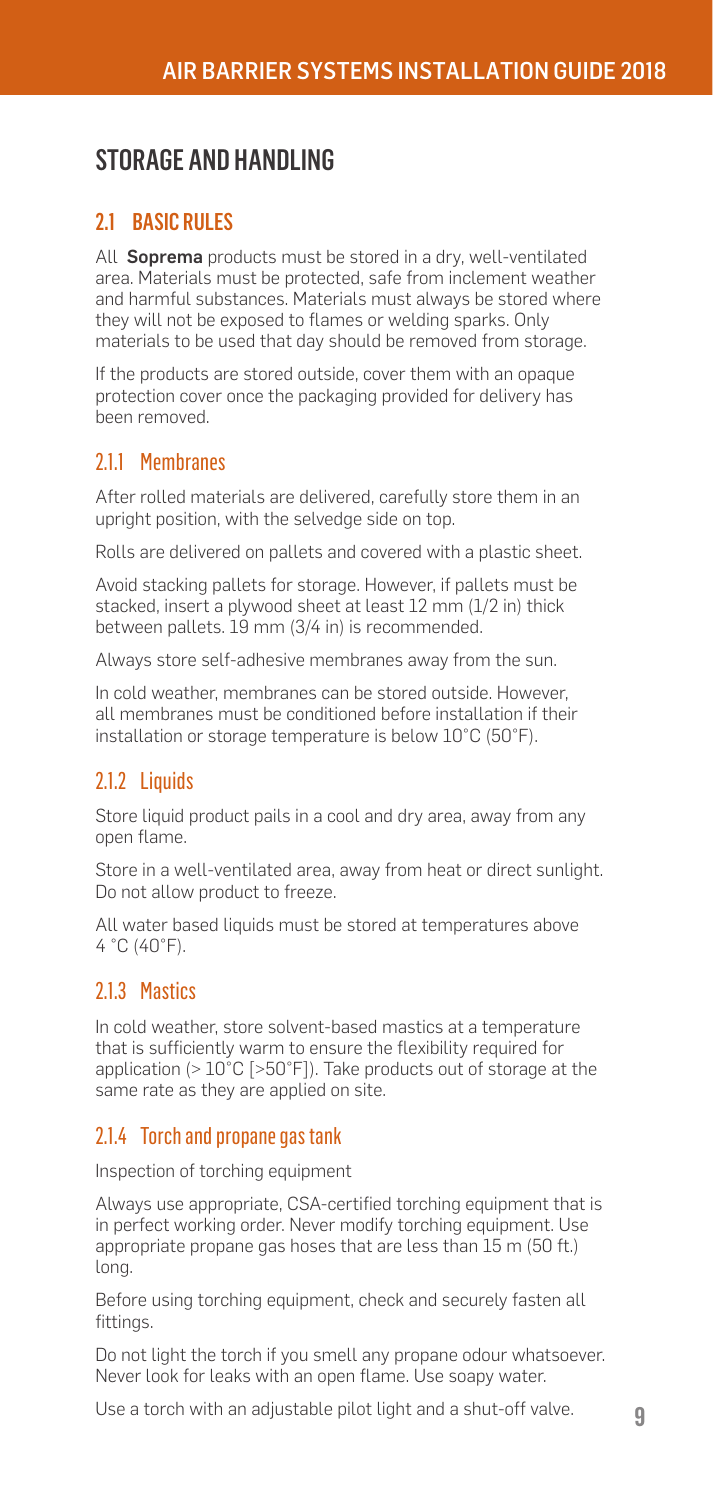# STORAGE AND HANDLING

## 2.1 BASIC RULES

All **Soprema** products must be stored in a dry, well-ventilated area. Materials must be protected, safe from inclement weather and harmful substances. Materials must always be stored where they will not be exposed to flames or welding sparks. Only materials to be used that day should be removed from storage.

If the products are stored outside, cover them with an opaque protection cover once the packaging provided for delivery has been removed.

### 2.1.1 Membranes

After rolled materials are delivered, carefully store them in an upright position, with the selvedge side on top.

Rolls are delivered on pallets and covered with a plastic sheet.

Avoid stacking pallets for storage. However, if pallets must be stacked, insert a plywood sheet at least 12 mm (1/2 in) thick between pallets. 19 mm (3/4 in) is recommended.

Always store self-adhesive membranes away from the sun.

In cold weather, membranes can be stored outside. However, all membranes must be conditioned before installation if their installation or storage temperature is below 10°C (50°F).

### 2.1.2 Liquids

Store liquid product pails in a cool and dry area, away from any open flame.

Store in a well-ventilated area, away from heat or direct sunlight. Do not allow product to freeze.

All water based liquids must be stored at temperatures above 4 °C (40°F).

### 2.1.3 Mastics

In cold weather, store solvent-based mastics at a temperature that is sufficiently warm to ensure the flexibility required for application (> 10°C [>50°F]). Take products out of storage at the same rate as they are applied on site.

### 2.1.4 Torch and propane gas tank

Inspection of torching equipment

Always use appropriate, CSA-certified torching equipment that is in perfect working order. Never modify torching equipment. Use appropriate propane gas hoses that are less than 15 m (50 ft.) long.

Before using torching equipment, check and securely fasten all fittings.

Do not light the torch if you smell any propane odour whatsoever. Never look for leaks with an open flame. Use soapy water.

Use a torch with an adjustable pilot light and a shut-off valve.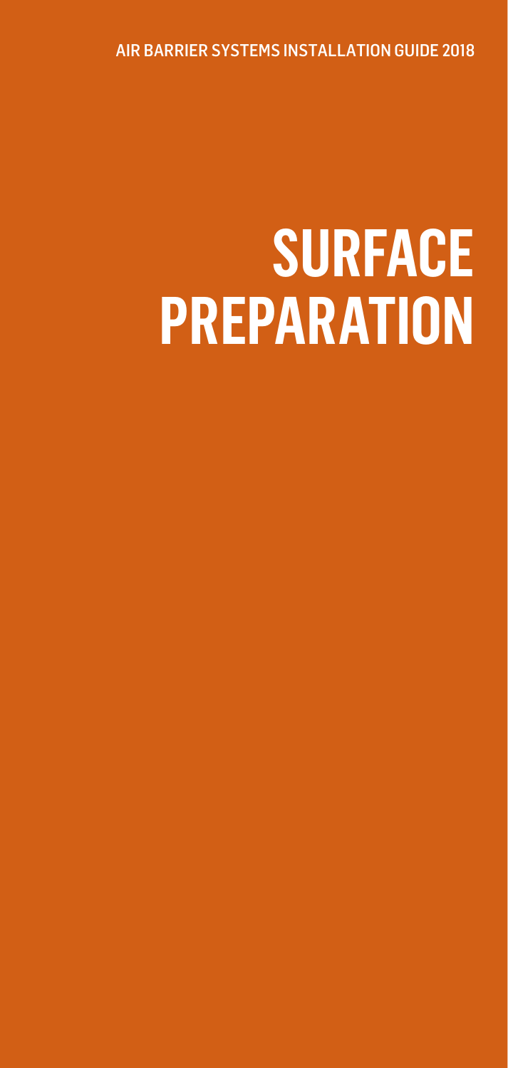# SURFACE PREPARATION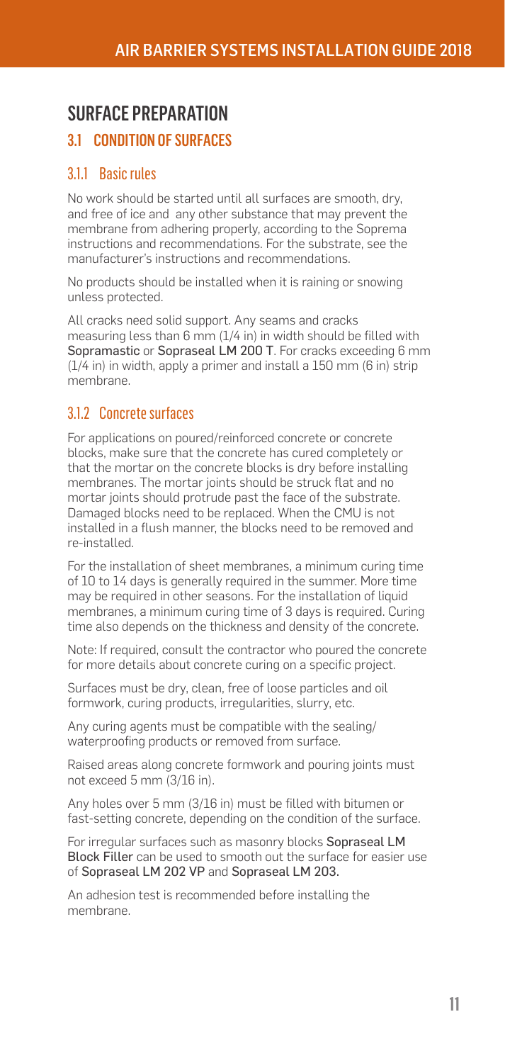# SURFACE PREPARATION

## 3.1 CONDITION OF SURFACES

### 3.1.1 Basic rules

No work should be started until all surfaces are smooth, dry, and free of ice and any other substance that may prevent the membrane from adhering properly, according to the Soprema instructions and recommendations. For the substrate, see the manufacturer's instructions and recommendations.

No products should be installed when it is raining or snowing unless protected.

All cracks need solid support. Any seams and cracks measuring less than 6 mm (1/4 in) in width should be filled with **Sopramastic** or **Sopraseal LM 200 T**. For cracks exceeding 6 mm (1/4 in) in width, apply a primer and install a 150 mm (6 in) strip membrane.

### 3.1.2 Concrete surfaces

For applications on poured/reinforced concrete or concrete blocks, make sure that the concrete has cured completely or that the mortar on the concrete blocks is dry before installing membranes. The mortar joints should be struck flat and no mortar joints should protrude past the face of the substrate. Damaged blocks need to be replaced. When the CMU is not installed in a flush manner, the blocks need to be removed and re-installed.

For the installation of sheet membranes, a minimum curing time of 10 to 14 days is generally required in the summer. More time may be required in other seasons. For the installation of liquid membranes, a minimum curing time of 3 days is required. Curing time also depends on the thickness and density of the concrete.

Note: If required, consult the contractor who poured the concrete for more details about concrete curing on a specific project.

Surfaces must be dry, clean, free of loose particles and oil formwork, curing products, irregularities, slurry, etc.

Any curing agents must be compatible with the sealing/ waterproofing products or removed from surface.

Raised areas along concrete formwork and pouring joints must not exceed 5 mm (3/16 in).

Any holes over 5 mm (3/16 in) must be filled with bitumen or fast-setting concrete, depending on the condition of the surface.

For irregular surfaces such as masonry blocks **Sopraseal LM Block Filler** can be used to smooth out the surface for easier use of **Sopraseal LM 202 VP** and **Sopraseal LM 203.**

An adhesion test is recommended before installing the membrane.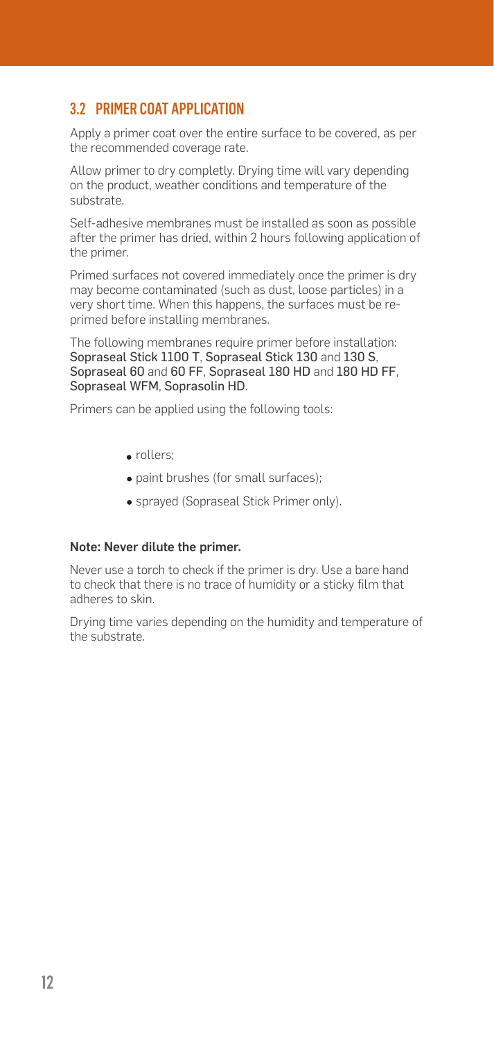## 3.2 PRIMER COAT APPLICATION

Apply a primer coat over the entire surface to be covered, as per the recommended coverage rate.

Allow primer to dry completly. Drying time will vary depending on the product, weather conditions and temperature of the substrate.

Self-adhesive membranes must be installed as soon as possible after the primer has dried, within 2 hours following application of the primer.

Primed surfaces not covered immediately once the primer is dry may become contaminated (such as dust, loose particles) in a very short time. When this happens, the surfaces must be re-primed before installing membranes.

The following membranes require primer before installation: Sopraseal Stick 1100 T, Sopraseal Stick 130 and 130 S, Sopraseal 60 and 60 FF, Sopraseal 180 HD and 180 HD FF, Sopraseal WFM, Soprasolin HD.

Primers can be applied using the following tools:

- rollers;
- paint brushes (for small surfaces);
- sprayed (Sopraseal Stick Primer only).

**Note: Never dilute the primer.**

Never use a torch to check if the primer is dry. Use a bare hand to check that there is no trace of humidity or a sticky film that adheres to skin.

Drying time varies depending on the humidity and temperature of the substrate.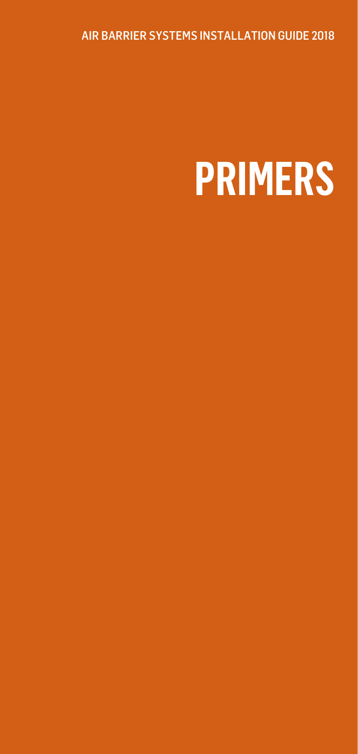# PRIMERS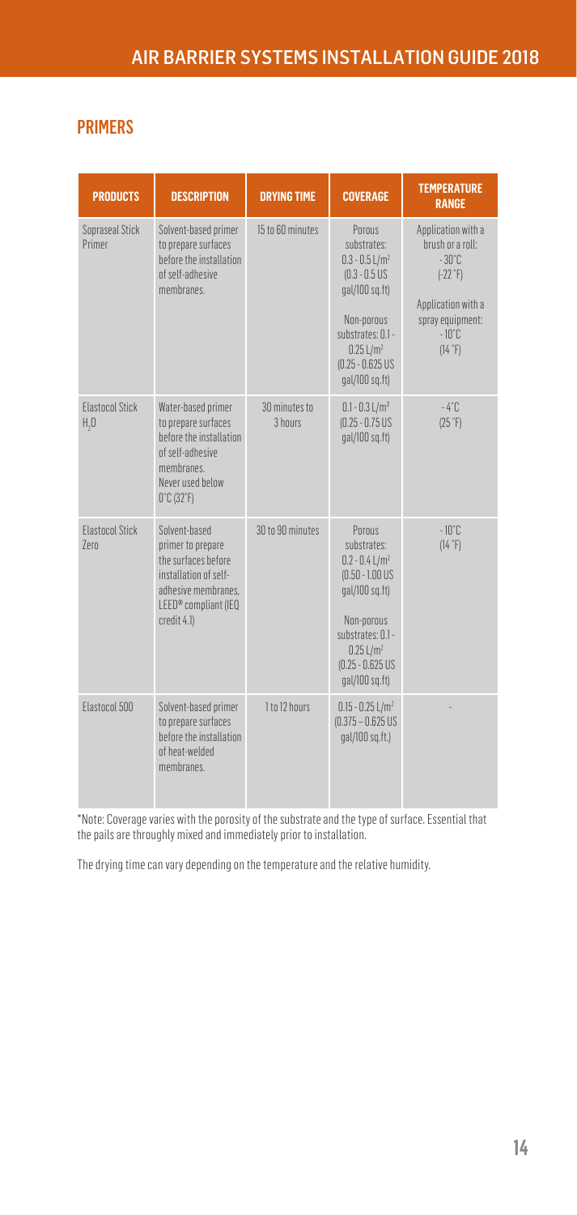## PRIMERS

| PRODUCTS | DESCRIPTION | DRYING TIME | COVERAGE | TEMPERATURE RANGE |
|---|---|---|---|---|
| Sopraseal Stick Primer | Solvent-based primer to prepare surfaces before the installation of self-adhesive membranes. | 15 to 60 minutes | Porous substrates: 0.3 - 0.5 L/m² (0.3 - 0.5 US gal/100 sq.ft) Non-porous substrates: 0.1 - 0.25 L/m² (0.25 - 0.625 US gal/100 sq.ft) | Application with a brush or a roll: -30°C (-22 °F) Application with a spray equipment: -10°C (14 °F) |
| Elastocol Stick $H_2O$ | Water-based primer to prepare surfaces before the installation of self-adhesive membranes. Never used below 0°C (32°F) | 30 minutes to 3 hours | 0.1 - 0.3 L/m² (0.25 - 0.75 US gal/100 sq.ft) | -4°C (25 °F) |
| Elastocol Stick Zero | Solvent-based primer to prepare the surfaces before installation of self-adhesive membranes, LEED® compliant (IEQ credit 4.1) | 30 to 90 minutes | Porous substrates: 0.2 - 0.4 L/m² (0.50 - 1.00 US gal/100 sq.ft) Non-porous substrates: 0.1 - 0.25 L/m² (0.25 - 0.625 US gal/100 sq.ft) | -10°C (14 °F) |
| Elastocol 500 | Solvent-based primer to prepare surfaces before the installation of heat-welded membranes. | 1 to 12 hours | 0.15 - 0.25 L/m² (0.375 – 0.625 US gal/100 sq.ft.) | - |

*Note: Coverage varies with the porosity of the substrate and the type of surface. Essential that the pails are throughly mixed and immediately prior to installation.

The drying time can vary depending on the temperature and the relative humidity.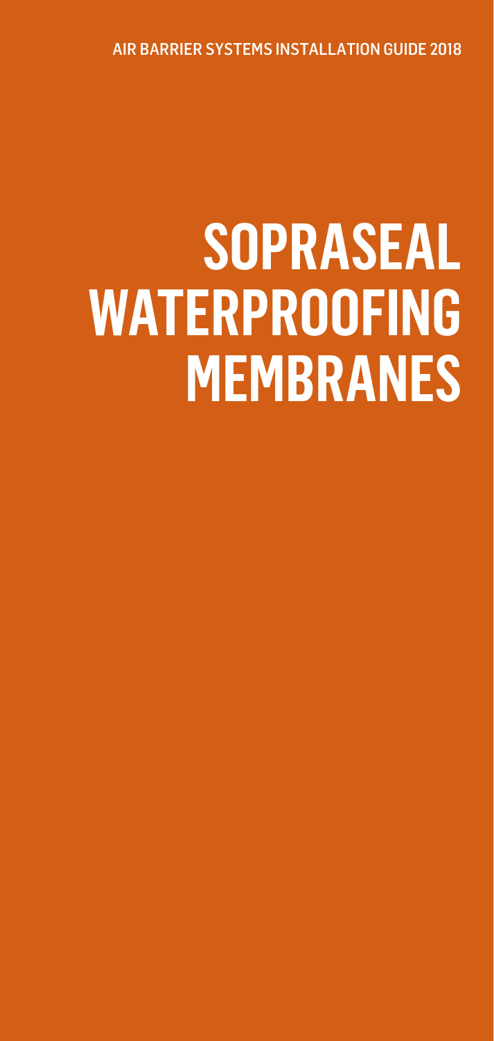AIR BARRIER SYSTEMS INSTALLATION GUIDE 2018

# SOPRASEAL WATERPROOFING MEMBRANES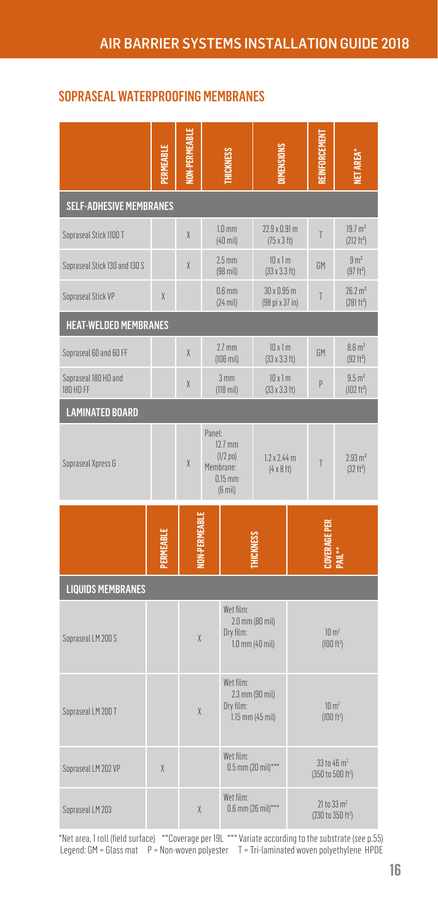## SOPRASEAL WATERPROOFING MEMBRANES

| | PERMEABLE | NON-PERMEABLE | THICKNESS | DIMENSIONS | REINFORCEMENT | NET AREA* |
|---|---|---|---|---|---|---|
| **SELF-ADHESIVE MEMBRANES** | | | | | | |
| Sopraseal Stick 1100 T | | X | 1.0 mm (40 mil) | 22.9 x 0.91 m (75 x 3 ft) | T | 19.7 m² (212 ft²) |
| Sopraseal Stick 130 and 130 S | | X | 2.5 mm (98 mil) | 10 x 1 m (33 x 3.3 ft) | GM | 9 m² (97 ft²) |
| Sopraseal Stick VP | X | | 0.6 mm (24 mil) | 30 x 0.95 m (98 pi x 37 in) | T | 26.2 m² (281 ft²) |
| **HEAT-WELDED MEMBRANES** | | | | | | |
| Sopraseal 60 and 60 FF | | X | 2.7 mm (106 mil) | 10 x 1 m (33 x 3.3 ft) | GM | 8.6 m² (92 ft²) |
| Sopraseal 180 HD and 180 HD FF | | X | 3 mm (118 mil) | 10 x 1 m (33 x 3.3 ft) | P | 9.5 m² (102 ft²) |
| **LAMINATED BOARD** | | | | | | |
| Sopraseal Xpress G | | X | Panel: 12.7 mm (1/2 po) Membrane: 0.15 mm (6 mil) | 1.2 x 2.44 m (4 x 8 ft) | T | 2.93 m² (32 ft²) |

| | PERMEABLE | NON-PERMEABLE | THICKNESS | COVERAGE PER PAIL** |
|---|---|---|---|---|
| **LIQUIDS MEMBRANES** | | | | |
| Sopraseal LM 200 S | | X | Wet film: 2.0 mm (80 mil) Dry film: 1.0 mm (40 mil) | 10 m² (100 ft²) |
| Sopraseal LM 200 T | | X | Wet film: 2.3 mm (90 mil) Dry film: 1.15 mm (45 mil) | 10 m² (100 ft²) |
| Sopraseal LM 202 VP | X | | Wet film: 0.5 mm (20 mil)*** | 33 to 46 m² (350 to 500 ft²) |
| Sopraseal LM 203 | | X | Wet film: 0.6 mm (26 mil)*** | 21 to 33 m² (230 to 350 ft²) |

*Net area, 1 roll (field surface) **Coverage per 19L ***Variate according to the substrate (see p.55)
Legend: GM = Glass mat P = Non-woven polyester T = Tri-laminated woven polyethylene HPDE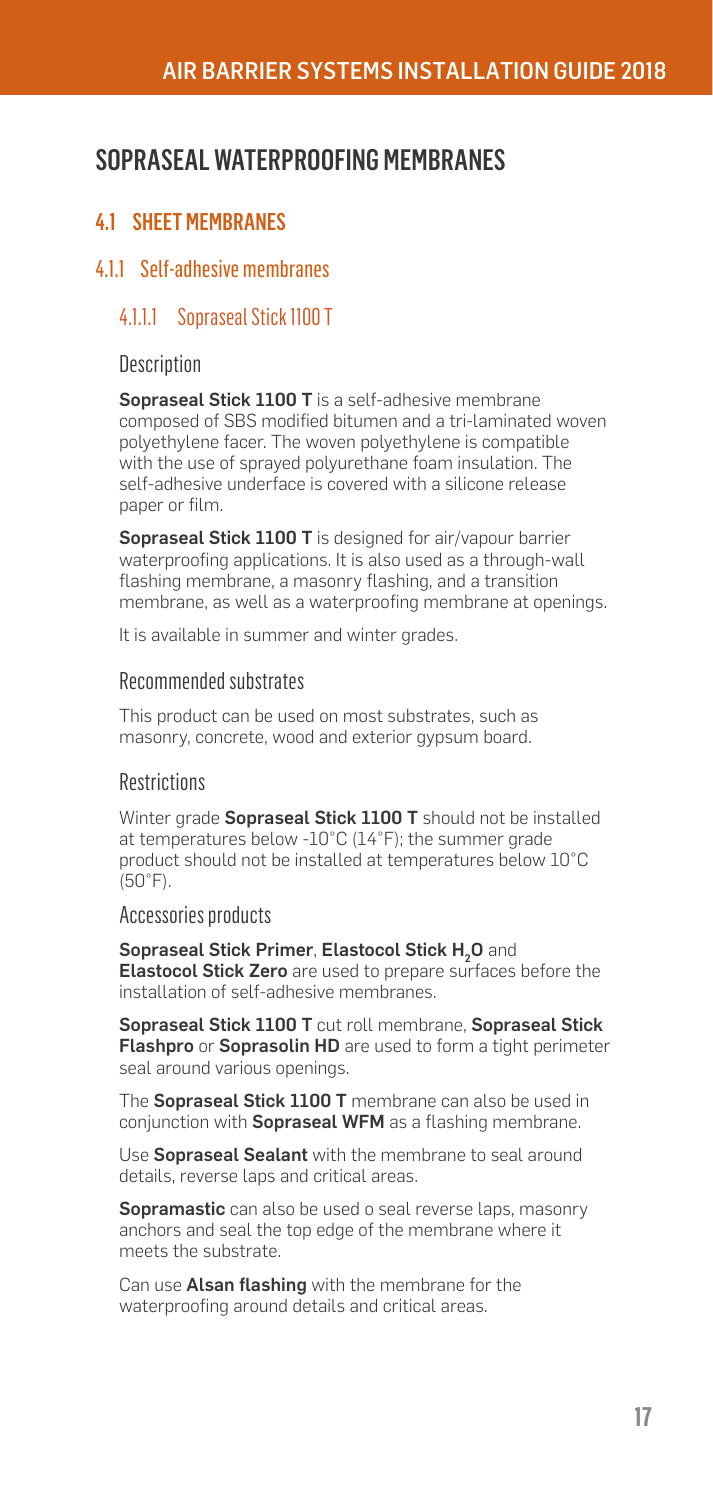# SOPRASEAL WATERPROOFING MEMBRANES

## 4.1 SHEET MEMBRANES

### 4.1.1 Self-adhesive membranes

#### 4.1.1.1 Sopraseal Stick 1100 T

##### Description

**Sopraseal Stick 1100 T** is a self-adhesive membrane composed of SBS modified bitumen and a tri-laminated woven polyethylene facer. The woven polyethylene is compatible with the use of sprayed polyurethane foam insulation. The self-adhesive underface is covered with a silicone release paper or film.

**Sopraseal Stick 1100 T** is designed for air/vapour barrier waterproofing applications. It is also used as a through-wall flashing membrane, a masonry flashing, and a transition membrane, as well as a waterproofing membrane at openings.

It is available in summer and winter grades.

##### Recommended substrates

This product can be used on most substrates, such as masonry, concrete, wood and exterior gypsum board.

##### Restrictions

Winter grade **Sopraseal Stick 1100 T** should not be installed at temperatures below -10°C (14°F); the summer grade product should not be installed at temperatures below 10°C (50°F).

##### Accessories products

**Sopraseal Stick Primer**, **Elastocol Stick $H_2O$** and **Elastocol Stick Zero** are used to prepare surfaces before the installation of self-adhesive membranes.

**Sopraseal Stick 1100 T** cut roll membrane, **Sopraseal Stick Flashpro** or **Soprasolin HD** are used to form a tight perimeter seal around various openings.

The **Sopraseal Stick 1100 T** membrane can also be used in conjunction with **Sopraseal WFM** as a flashing membrane.

Use **Sopraseal Sealant** with the membrane to seal around details, reverse laps and critical areas.

**Sopramastic** can also be used o seal reverse laps, masonry anchors and seal the top edge of the membrane where it meets the substrate.

Can use **Alsan flashing** with the membrane for the waterproofing around details and critical areas.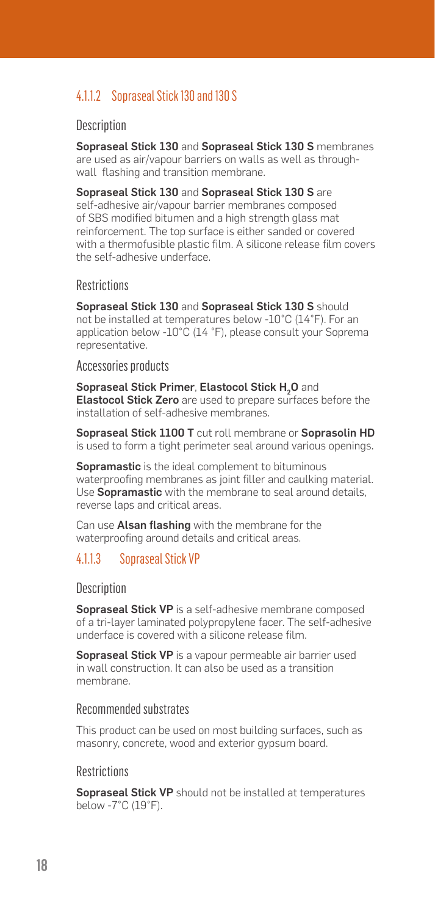### 4.1.1.2 Sopraseal Stick 130 and 130 S

#### Description

**Sopraseal Stick 130** and **Sopraseal Stick 130 S** membranes are used as air/vapour barriers on walls as well as through-wall flashing and transition membrane.

**Sopraseal Stick 130** and **Sopraseal Stick 130 S** are self-adhesive air/vapour barrier membranes composed of SBS modified bitumen and a high strength glass mat reinforcement. The top surface is either sanded or covered with a thermofusible plastic film. A silicone release film covers the self-adhesive underface.

#### Restrictions

**Sopraseal Stick 130** and **Sopraseal Stick 130 S** should not be installed at temperatures below -10°C (14°F). For an application below -10°C (14 °F), please consult your Soprema representative.

#### Accessories products

**Sopraseal Stick Primer**, **Elastocol Stick $H_2O$** and **Elastocol Stick Zero** are used to prepare surfaces before the installation of self-adhesive membranes.

**Sopraseal Stick 1100 T** cut roll membrane or **Soprasolin HD** is used to form a tight perimeter seal around various openings.

**Sopramastic** is the ideal complement to bituminous waterproofing membranes as joint filler and caulking material. Use **Sopramastic** with the membrane to seal around details, reverse laps and critical areas.

Can use **Alsan flashing** with the membrane for the waterproofing around details and critical areas.

### 4.1.1.3 Sopraseal Stick VP

#### Description

**Sopraseal Stick VP** is a self-adhesive membrane composed of a tri-layer laminated polypropylene facer. The self-adhesive underface is covered with a silicone release film.

**Sopraseal Stick VP** is a vapour permeable air barrier used in wall construction. It can also be used as a transition membrane.

#### Recommended substrates

This product can be used on most building surfaces, such as masonry, concrete, wood and exterior gypsum board.

#### Restrictions

**Sopraseal Stick VP** should not be installed at temperatures below -7°C (19°F).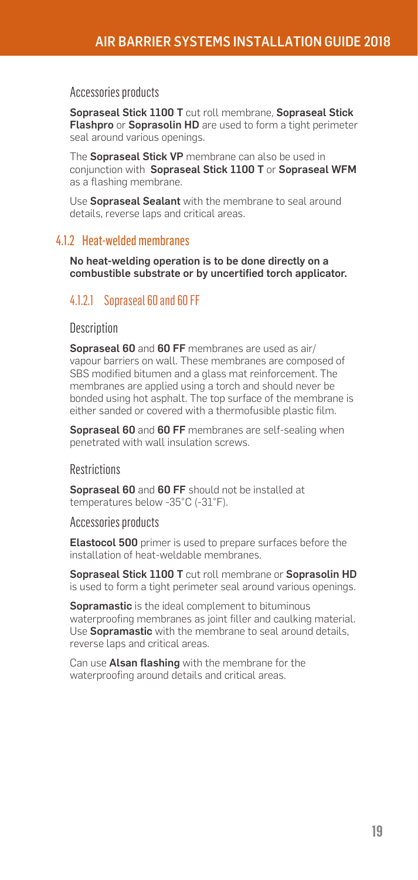#### Accessories products

**Sopraseal Stick 1100 T** cut roll membrane, **Sopraseal Stick Flashpro** or **Soprasolin HD** are used to form a tight perimeter seal around various openings.

The **Sopraseal Stick VP** membrane can also be used in conjunction with **Sopraseal Stick 1100 T** or **Sopraseal WFM** as a flashing membrane.

Use **Sopraseal Sealant** with the membrane to seal around details, reverse laps and critical areas.

### 4.1.2 Heat-welded membranes

**No heat-welding operation is to be done directly on a combustible substrate or by uncertified torch applicator.**

#### 4.1.2.1 Sopraseal 60 and 60 FF

##### Description

**Sopraseal 60** and **60 FF** membranes are used as air/vapour barriers on wall. These membranes are composed of SBS modified bitumen and a glass mat reinforcement. The membranes are applied using a torch and should never be bonded using hot asphalt. The top surface of the membrane is either sanded or covered with a thermofusible plastic film.

**Sopraseal 60** and **60 FF** membranes are self-sealing when penetrated with wall insulation screws.

##### Restrictions

**Sopraseal 60** and **60 FF** should not be installed at temperatures below -35°C (-31°F).

##### Accessories products

**Elastocol 500** primer is used to prepare surfaces before the installation of heat-weldable membranes.

**Sopraseal Stick 1100 T** cut roll membrane or **Soprasolin HD** is used to form a tight perimeter seal around various openings.

**Sopramastic** is the ideal complement to bituminous waterproofing membranes as joint filler and caulking material. Use **Sopramastic** with the membrane to seal around details, reverse laps and critical areas.

Can use **Alsan flashing** with the membrane for the waterproofing around details and critical areas.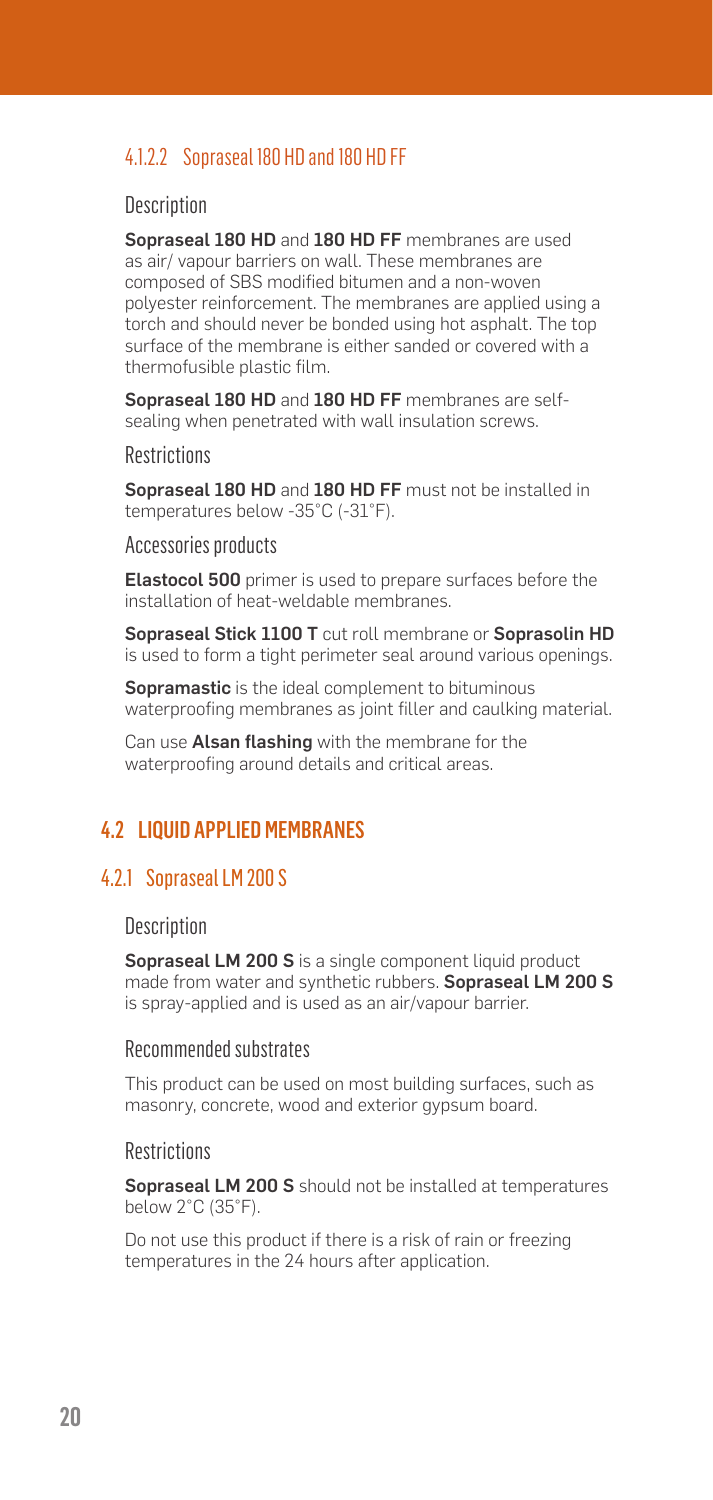#### 4.1.2.2 Sopraseal 180 HD and 180 HD FF

##### Description

**Sopraseal 180 HD** and **180 HD FF** membranes are used as air/ vapour barriers on wall. These membranes are composed of SBS modified bitumen and a non-woven polyester reinforcement. The membranes are applied using a torch and should never be bonded using hot asphalt. The top surface of the membrane is either sanded or covered with a thermofusible plastic film.

**Sopraseal 180 HD** and **180 HD FF** membranes are self-sealing when penetrated with wall insulation screws.

##### Restrictions

**Sopraseal 180 HD** and **180 HD FF** must not be installed in temperatures below -35°C (-31°F).

##### Accessories products

**Elastocol 500** primer is used to prepare surfaces before the installation of heat-weldable membranes.

**Sopraseal Stick 1100 T** cut roll membrane or **Soprasolin HD** is used to form a tight perimeter seal around various openings.

**Sopramastic** is the ideal complement to bituminous waterproofing membranes as joint filler and caulking material.

Can use **Alsan flashing** with the membrane for the waterproofing around details and critical areas.

## 4.2 LIQUID APPLIED MEMBRANES

### 4.2.1 Sopraseal LM 200 S

##### Description

**Sopraseal LM 200 S** is a single component liquid product made from water and synthetic rubbers. **Sopraseal LM 200 S** is spray-applied and is used as an air/vapour barrier.

##### Recommended substrates

This product can be used on most building surfaces, such as masonry, concrete, wood and exterior gypsum board.

##### Restrictions

**Sopraseal LM 200 S** should not be installed at temperatures below 2°C (35°F).

Do not use this product if there is a risk of rain or freezing temperatures in the 24 hours after application.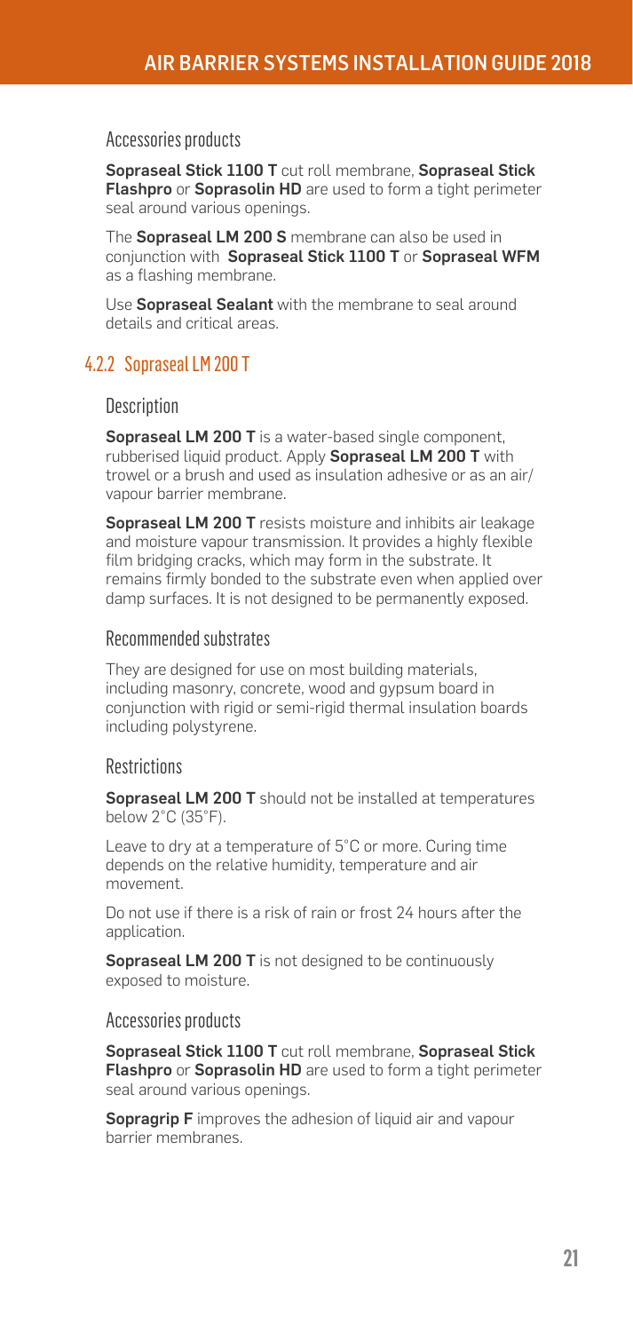#### Accessories products

**Sopraseal Stick 1100 T** cut roll membrane, **Sopraseal Stick Flashpro** or **Soprasolin HD** are used to form a tight perimeter seal around various openings.

The **Sopraseal LM 200 S** membrane can also be used in conjunction with **Sopraseal Stick 1100 T** or **Sopraseal WFM** as a flashing membrane.

Use **Sopraseal Sealant** with the membrane to seal around details and critical areas.

### 4.2.2 Sopraseal LM 200 T

#### Description

**Sopraseal LM 200 T** is a water-based single component, rubberised liquid product. Apply **Sopraseal LM 200 T** with trowel or a brush and used as insulation adhesive or as an air/vapour barrier membrane.

**Sopraseal LM 200 T** resists moisture and inhibits air leakage and moisture vapour transmission. It provides a highly flexible film bridging cracks, which may form in the substrate. It remains firmly bonded to the substrate even when applied over damp surfaces. It is not designed to be permanently exposed.

#### Recommended substrates

They are designed for use on most building materials, including masonry, concrete, wood and gypsum board in conjunction with rigid or semi-rigid thermal insulation boards including polystyrene.

#### Restrictions

**Sopraseal LM 200 T** should not be installed at temperatures below 2°C (35°F).

Leave to dry at a temperature of 5°C or more. Curing time depends on the relative humidity, temperature and air movement.

Do not use if there is a risk of rain or frost 24 hours after the application.

**Sopraseal LM 200 T** is not designed to be continuously exposed to moisture.

#### Accessories products

**Sopraseal Stick 1100 T** cut roll membrane, **Sopraseal Stick Flashpro** or **Soprasolin HD** are used to form a tight perimeter seal around various openings.

**Sopragrip F** improves the adhesion of liquid air and vapour barrier membranes.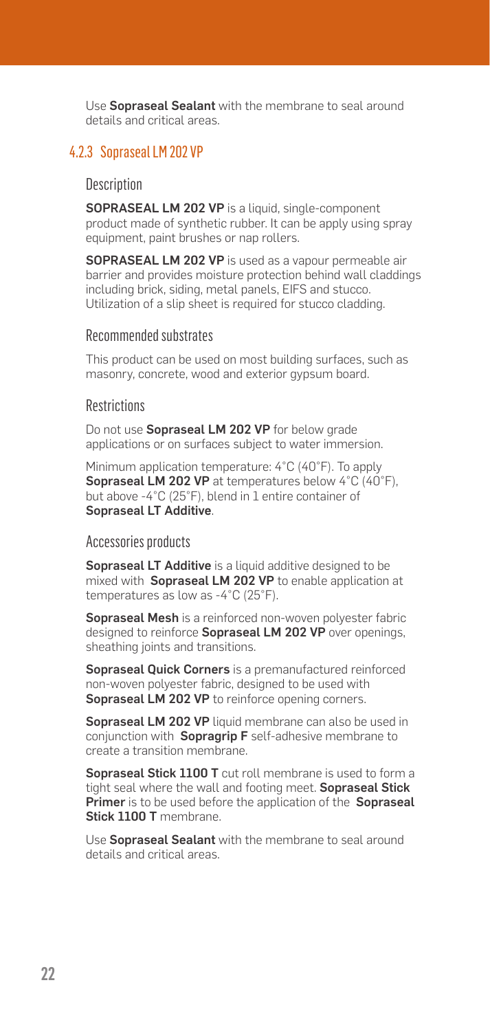Use **Sopraseal Sealant** with the membrane to seal around details and critical areas.

### 4.2.3 Sopraseal LM 202 VP

#### Description

**SOPRASEAL LM 202 VP** is a liquid, single-component product made of synthetic rubber. It can be apply using spray equipment, paint brushes or nap rollers.

**SOPRASEAL LM 202 VP** is used as a vapour permeable air barrier and provides moisture protection behind wall claddings including brick, siding, metal panels, EIFS and stucco. Utilization of a slip sheet is required for stucco cladding.

#### Recommended substrates

This product can be used on most building surfaces, such as masonry, concrete, wood and exterior gypsum board.

#### Restrictions

Do not use **Sopraseal LM 202 VP** for below grade applications or on surfaces subject to water immersion.

Minimum application temperature: 4˚C (40˚F). To apply **Sopraseal LM 202 VP** at temperatures below 4˚C (40˚F), but above -4˚C (25˚F), blend in 1 entire container of **Sopraseal LT Additive**.

#### Accessories products

**Sopraseal LT Additive** is a liquid additive designed to be mixed with **Sopraseal LM 202 VP** to enable application at temperatures as low as -4˚C (25˚F).

**Sopraseal Mesh** is a reinforced non-woven polyester fabric designed to reinforce **Sopraseal LM 202 VP** over openings, sheathing joints and transitions.

**Sopraseal Quick Corners** is a premanufactured reinforced non-woven polyester fabric, designed to be used with **Sopraseal LM 202 VP** to reinforce opening corners.

**Sopraseal LM 202 VP** liquid membrane can also be used in conjunction with **Sopragrip F** self-adhesive membrane to create a transition membrane.

**Sopraseal Stick 1100 T** cut roll membrane is used to form a tight seal where the wall and footing meet. **Sopraseal Stick Primer** is to be used before the application of the **Sopraseal Stick 1100 T** membrane.

Use **Sopraseal Sealant** with the membrane to seal around details and critical areas.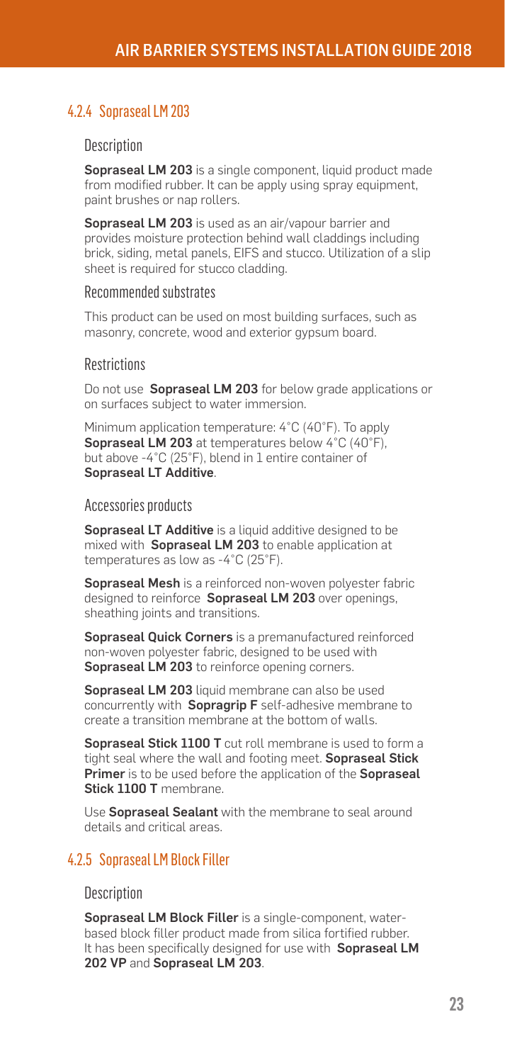### 4.2.4 Sopraseal LM 203

#### Description

**Sopraseal LM 203** is a single component, liquid product made from modified rubber. It can be apply using spray equipment, paint brushes or nap rollers.

**Sopraseal LM 203** is used as an air/vapour barrier and provides moisture protection behind wall claddings including brick, siding, metal panels, EIFS and stucco. Utilization of a slip sheet is required for stucco cladding.

#### Recommended substrates

This product can be used on most building surfaces, such as masonry, concrete, wood and exterior gypsum board.

#### Restrictions

Do not use **Sopraseal LM 203** for below grade applications or on surfaces subject to water immersion.

Minimum application temperature: 4˚C (40˚F). To apply **Sopraseal LM 203** at temperatures below 4˚C (40˚F), but above -4˚C (25˚F), blend in 1 entire container of **Sopraseal LT Additive**.

#### Accessories products

**Sopraseal LT Additive** is a liquid additive designed to be mixed with **Sopraseal LM 203** to enable application at temperatures as low as -4˚C (25˚F).

**Sopraseal Mesh** is a reinforced non-woven polyester fabric designed to reinforce **Sopraseal LM 203** over openings, sheathing joints and transitions.

**Sopraseal Quick Corners** is a premanufactured reinforced non-woven polyester fabric, designed to be used with **Sopraseal LM 203** to reinforce opening corners.

**Sopraseal LM 203** liquid membrane can also be used concurrently with **Sopragrip F** self-adhesive membrane to create a transition membrane at the bottom of walls.

**Sopraseal Stick 1100 T** cut roll membrane is used to form a tight seal where the wall and footing meet. **Sopraseal Stick Primer** is to be used before the application of the **Sopraseal Stick 1100 T** membrane.

Use **Sopraseal Sealant** with the membrane to seal around details and critical areas.

### 4.2.5 Sopraseal LM Block Filler

#### Description

**Sopraseal LM Block Filler** is a single-component, water-based block filler product made from silica fortified rubber. It has been specifically designed for use with **Sopraseal LM 202 VP** and **Sopraseal LM 203**.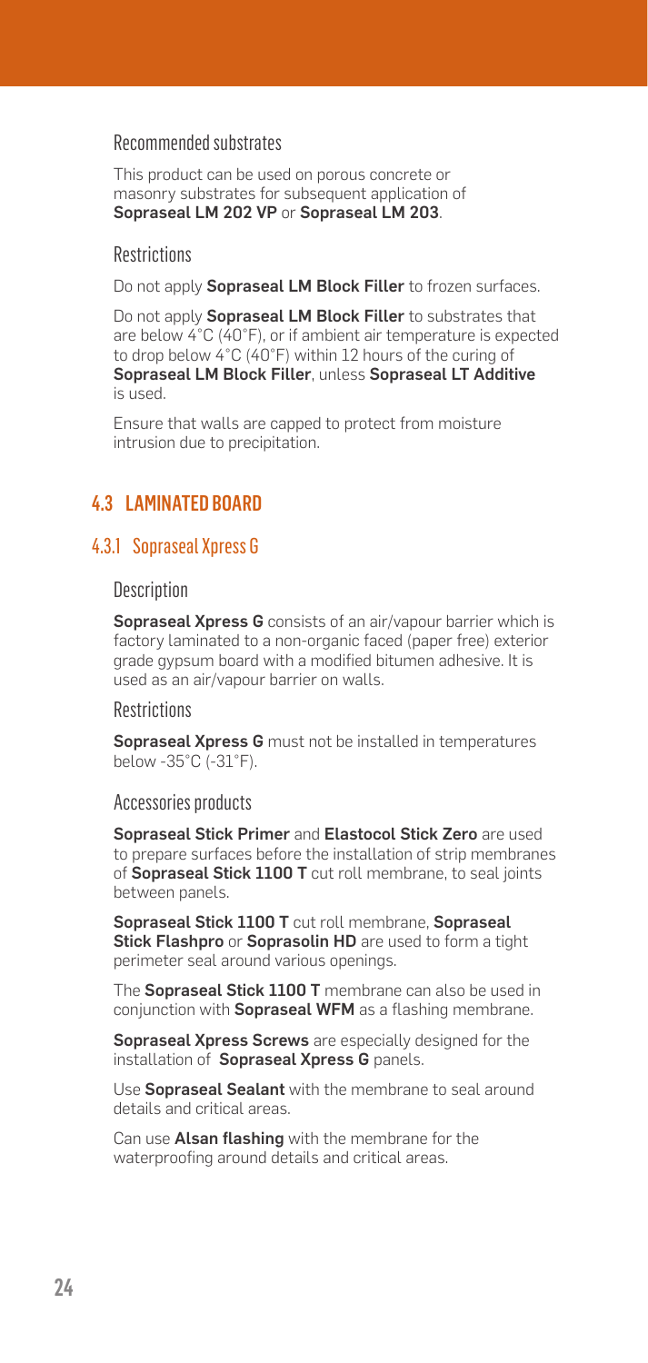#### Recommended substrates

This product can be used on porous concrete or masonry substrates for subsequent application of **Sopraseal LM 202 VP** or **Sopraseal LM 203**.

#### Restrictions

Do not apply **Sopraseal LM Block Filler** to frozen surfaces.

Do not apply **Sopraseal LM Block Filler** to substrates that are below 4°C (40°F), or if ambient air temperature is expected to drop below 4°C (40°F) within 12 hours of the curing of **Sopraseal LM Block Filler**, unless **Sopraseal LT Additive** is used.

Ensure that walls are capped to protect from moisture intrusion due to precipitation.

## 4.3 LAMINATED BOARD

### 4.3.1 Sopraseal Xpress G

#### Description

**Sopraseal Xpress G** consists of an air/vapour barrier which is factory laminated to a non-organic faced (paper free) exterior grade gypsum board with a modified bitumen adhesive. It is used as an air/vapour barrier on walls.

#### Restrictions

**Sopraseal Xpress G** must not be installed in temperatures below -35°C (-31°F).

#### Accessories products

**Sopraseal Stick Primer** and **Elastocol Stick Zero** are used to prepare surfaces before the installation of strip membranes of **Sopraseal Stick 1100 T** cut roll membrane, to seal joints between panels.

**Sopraseal Stick 1100 T** cut roll membrane, **Sopraseal Stick Flashpro** or **Soprasolin HD** are used to form a tight perimeter seal around various openings.

The **Sopraseal Stick 1100 T** membrane can also be used in conjunction with **Sopraseal WFM** as a flashing membrane.

**Sopraseal Xpress Screws** are especially designed for the installation of **Sopraseal Xpress G** panels.

Use **Sopraseal Sealant** with the membrane to seal around details and critical areas.

Can use **Alsan flashing** with the membrane for the waterproofing around details and critical areas.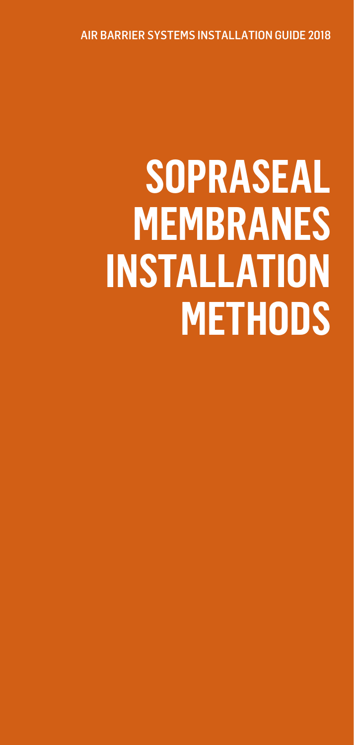# SOPRASEAL MEMBRANES INSTALLATION METHODS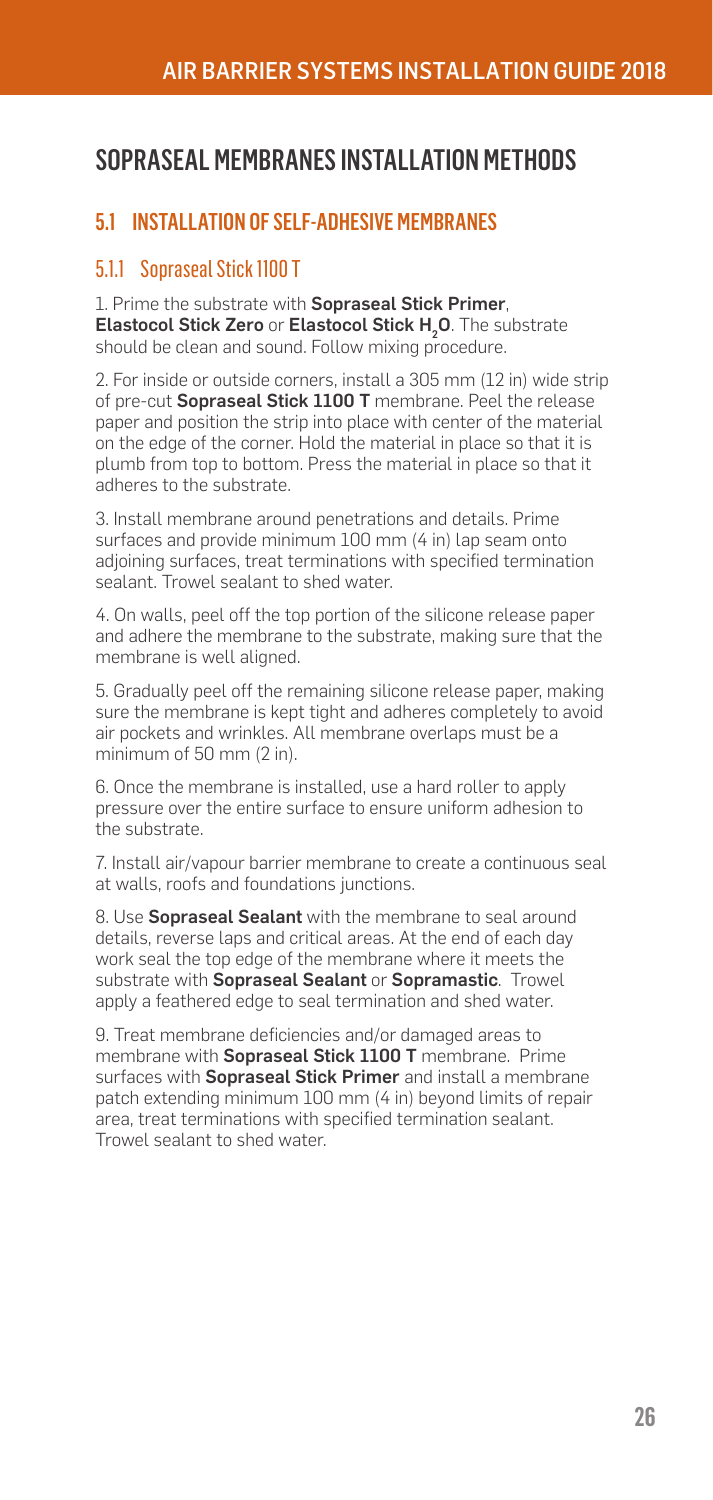# SOPRASEAL MEMBRANES INSTALLATION METHODS

## 5.1 INSTALLATION OF SELF-ADHESIVE MEMBRANES

### 5.1.1 Sopraseal Stick 1100 T

1. Prime the substrate with **Sopraseal Stick Primer**, **Elastocol Stick Zero** or **Elastocol Stick $H_2O$**. The substrate should be clean and sound. Follow mixing procedure.

2. For inside or outside corners, install a 305 mm (12 in) wide strip of pre-cut **Sopraseal Stick 1100 T** membrane. Peel the release paper and position the strip into place with center of the material on the edge of the corner. Hold the material in place so that it is plumb from top to bottom. Press the material in place so that it adheres to the substrate.

3. Install membrane around penetrations and details. Prime surfaces and provide minimum 100 mm (4 in) lap seam onto adjoining surfaces, treat terminations with specified termination sealant. Trowel sealant to shed water.

4. On walls, peel off the top portion of the silicone release paper and adhere the membrane to the substrate, making sure that the membrane is well aligned.

5. Gradually peel off the remaining silicone release paper, making sure the membrane is kept tight and adheres completely to avoid air pockets and wrinkles. All membrane overlaps must be a minimum of 50 mm (2 in).

6. Once the membrane is installed, use a hard roller to apply pressure over the entire surface to ensure uniform adhesion to the substrate.

7. Install air/vapour barrier membrane to create a continuous seal at walls, roofs and foundations junctions.

8. Use **Sopraseal Sealant** with the membrane to seal around details, reverse laps and critical areas. At the end of each day work seal the top edge of the membrane where it meets the substrate with **Sopraseal Sealant** or **Sopramastic**. Trowel apply a feathered edge to seal termination and shed water.

9. Treat membrane deficiencies and/or damaged areas to membrane with **Sopraseal Stick 1100 T** membrane. Prime surfaces with **Sopraseal Stick Primer** and install a membrane patch extending minimum 100 mm (4 in) beyond limits of repair area, treat terminations with specified termination sealant. Trowel sealant to shed water.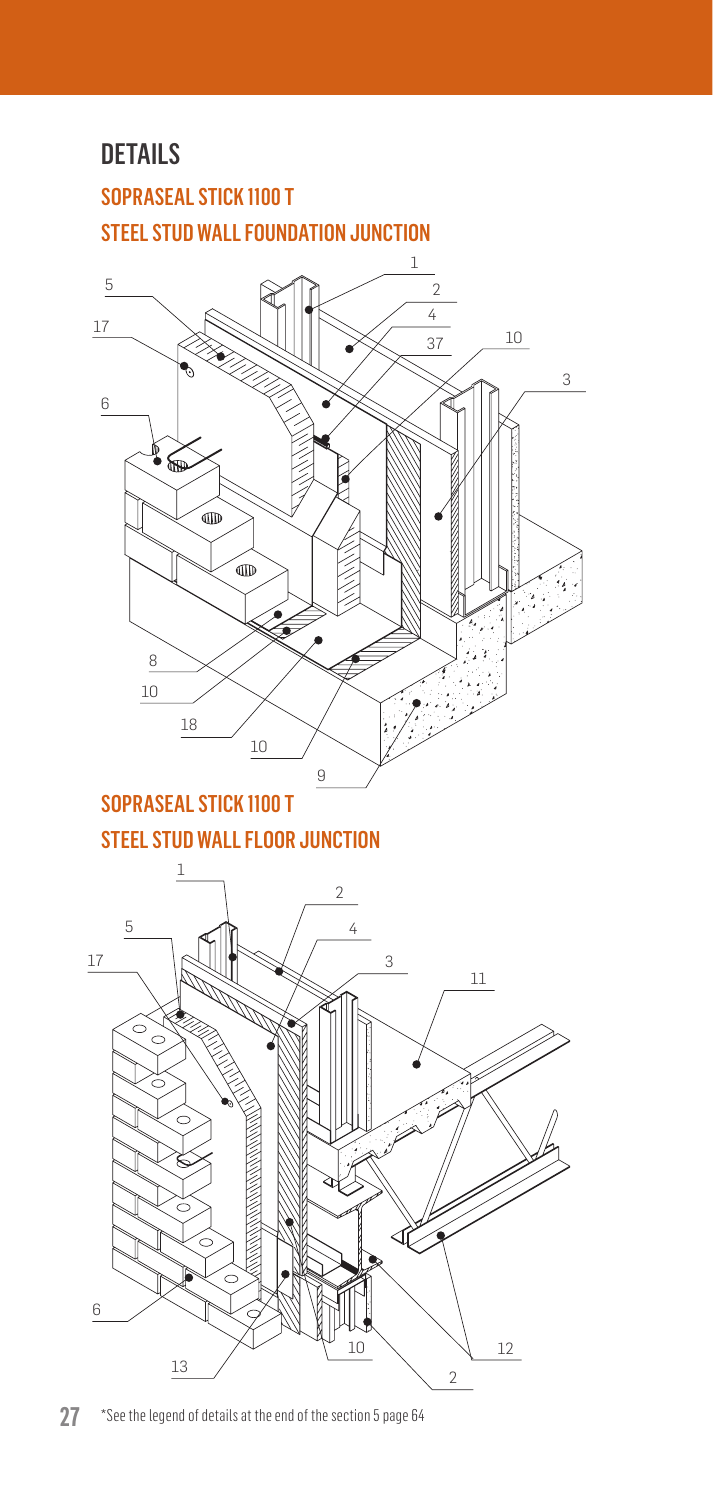# DETAILS

## SOPRASEAL STICK 1100 T

## STEEL STUD WALL FOUNDATION JUNCTION

## SOPRASEAL STICK 1100 T

## STEEL STUD WALL FLOOR JUNCTION

*See the legend of details at the end of the section 5 page 64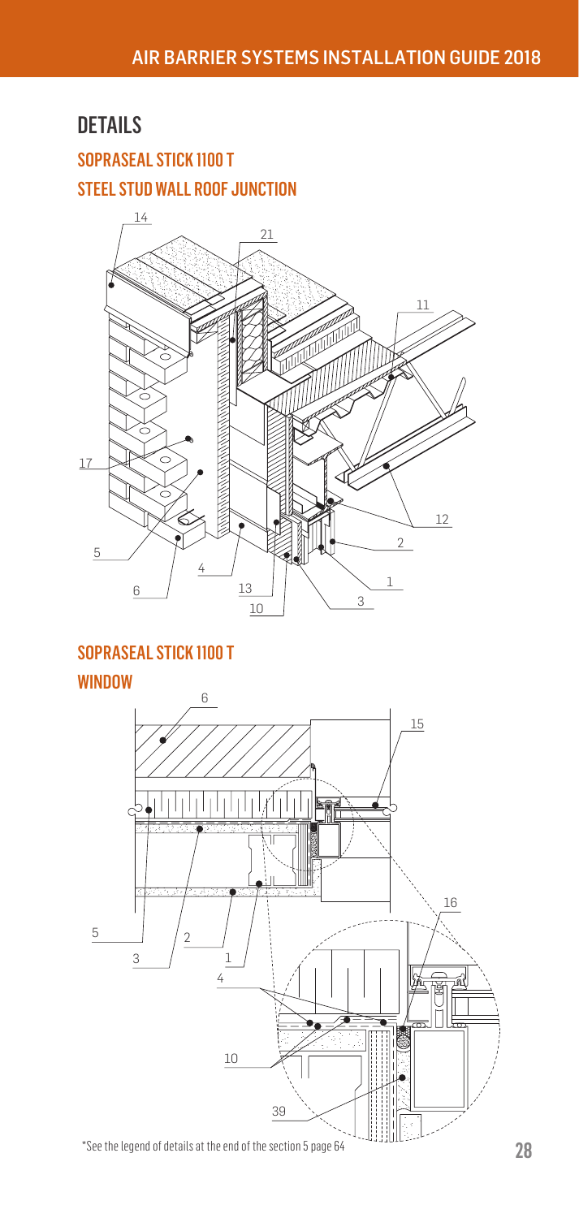# DETAILS

## SOPRASEAL STICK 1100 T

### STEEL STUD WALL ROOF JUNCTION

## SOPRASEAL STICK 1100 T

### WINDOW

*See the legend of details at the end of the section 5 page 64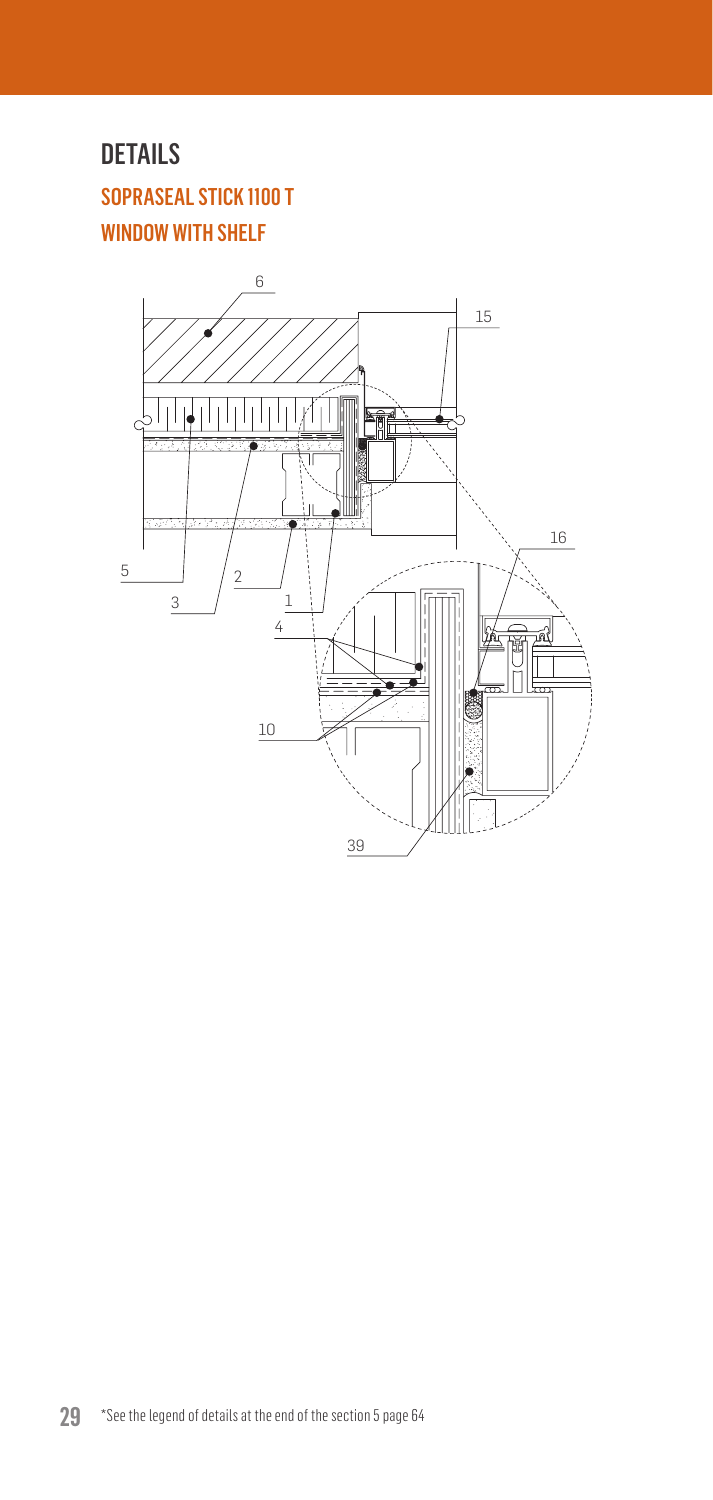# DETAILS

## SOPRASEAL STICK 1100 T

## WINDOW WITH SHELF

*See the legend of details at the end of the section 5 page 64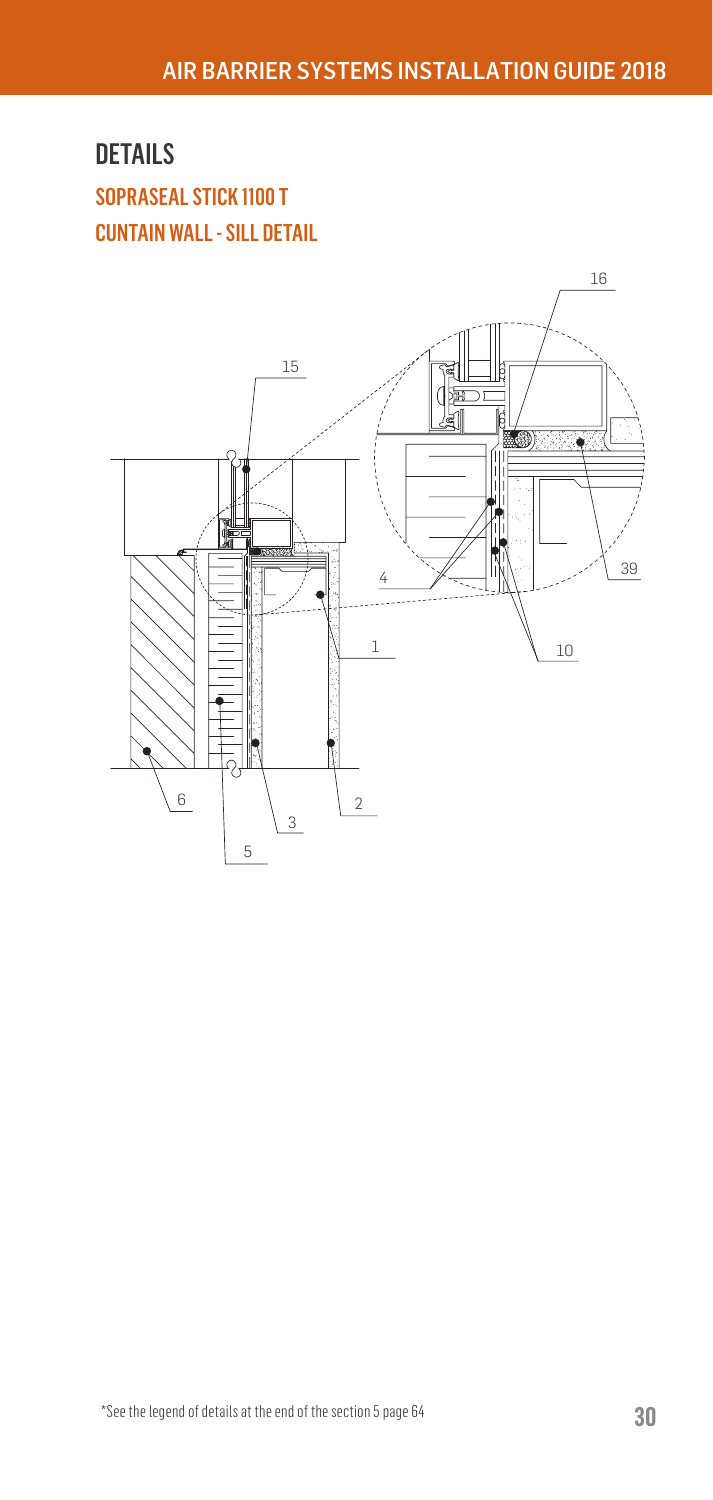# DETAILS

## SOPRASEAL STICK 1100 T

## CUNTAIN WALL - SILL DETAIL

16

15

4

39

1

10

6

2

3

5

*See the legend of details at the end of the section 5 page 64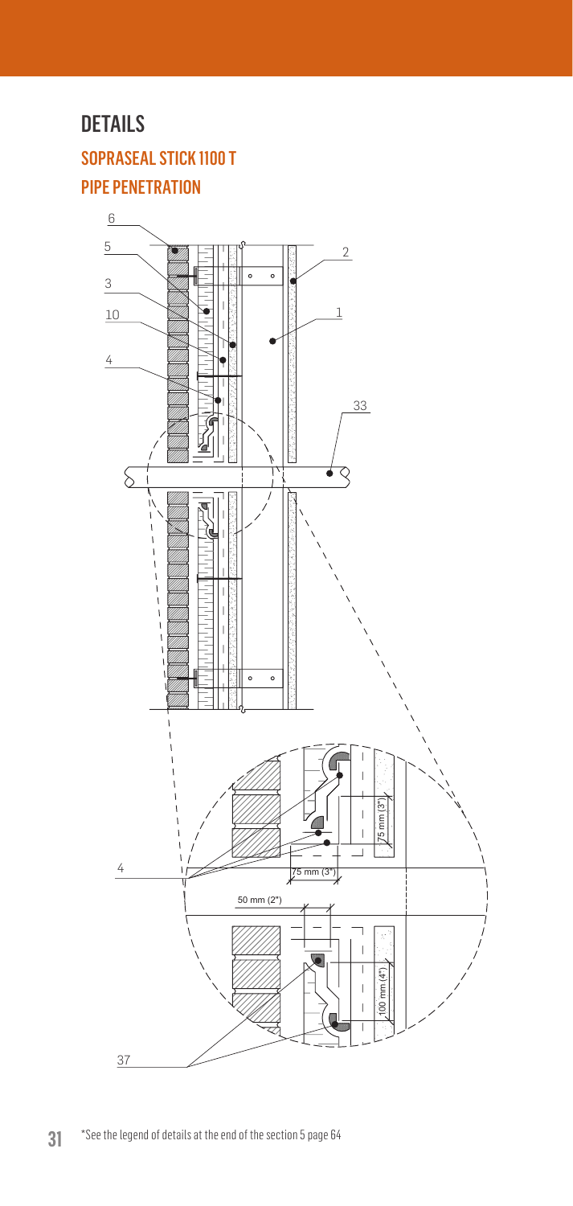# DETAILS

## SOPRASEAL STICK 1100 T

### PIPE PENETRATION

6

5

3

10

4

2

1

33

4

75 mm (3")

75 mm (3")

50 mm (2")

100 mm (4")

37

*See the legend of details at the end of the section 5 page 64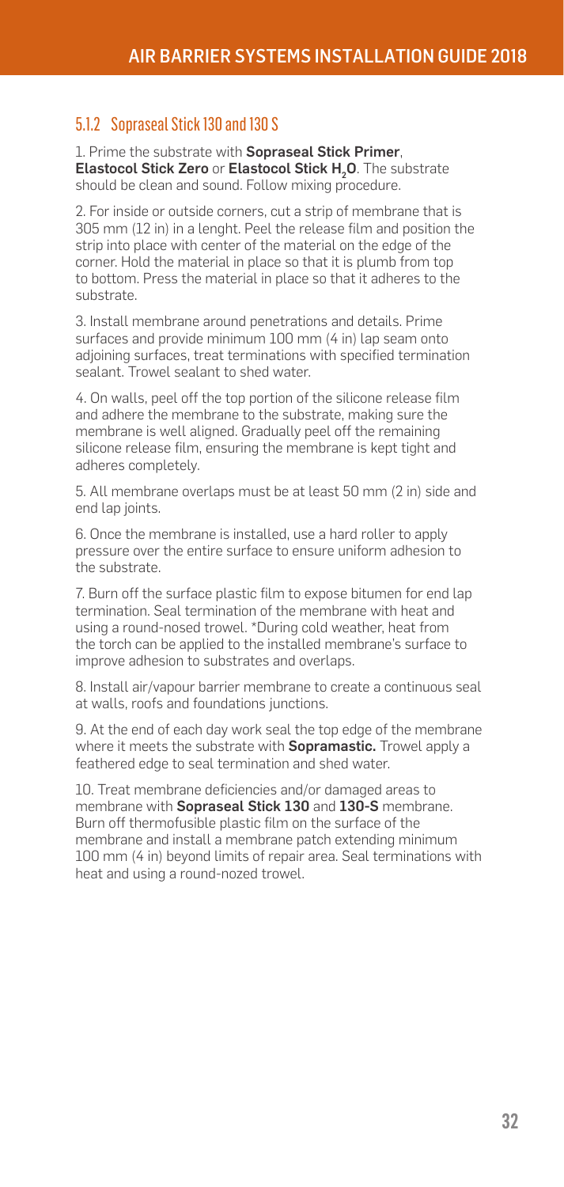## 5.1.2 Sopraseal Stick 130 and 130 S

1. Prime the substrate with **Sopraseal Stick Primer**, **Elastocol Stick Zero** or **Elastocol Stick $H_2O$**. The substrate should be clean and sound. Follow mixing procedure.

2. For inside or outside corners, cut a strip of membrane that is 305 mm (12 in) in a lenght. Peel the release film and position the strip into place with center of the material on the edge of the corner. Hold the material in place so that it is plumb from top to bottom. Press the material in place so that it adheres to the substrate.

3. Install membrane around penetrations and details. Prime surfaces and provide minimum 100 mm (4 in) lap seam onto adjoining surfaces, treat terminations with specified termination sealant. Trowel sealant to shed water.

4. On walls, peel off the top portion of the silicone release film and adhere the membrane to the substrate, making sure the membrane is well aligned. Gradually peel off the remaining silicone release film, ensuring the membrane is kept tight and adheres completely.

5. All membrane overlaps must be at least 50 mm (2 in) side and end lap joints.

6. Once the membrane is installed, use a hard roller to apply pressure over the entire surface to ensure uniform adhesion to the substrate.

7. Burn off the surface plastic film to expose bitumen for end lap termination. Seal termination of the membrane with heat and using a round-nosed trowel. *During cold weather, heat from the torch can be applied to the installed membrane's surface to improve adhesion to substrates and overlaps.

8. Install air/vapour barrier membrane to create a continuous seal at walls, roofs and foundations junctions.

9. At the end of each day work seal the top edge of the membrane where it meets the substrate with **Sopramastic.** Trowel apply a feathered edge to seal termination and shed water.

10. Treat membrane deficiencies and/or damaged areas to membrane with **Sopraseal Stick 130** and **130-S** membrane. Burn off thermofusible plastic film on the surface of the membrane and install a membrane patch extending minimum 100 mm (4 in) beyond limits of repair area. Seal terminations with heat and using a round-nozed trowel.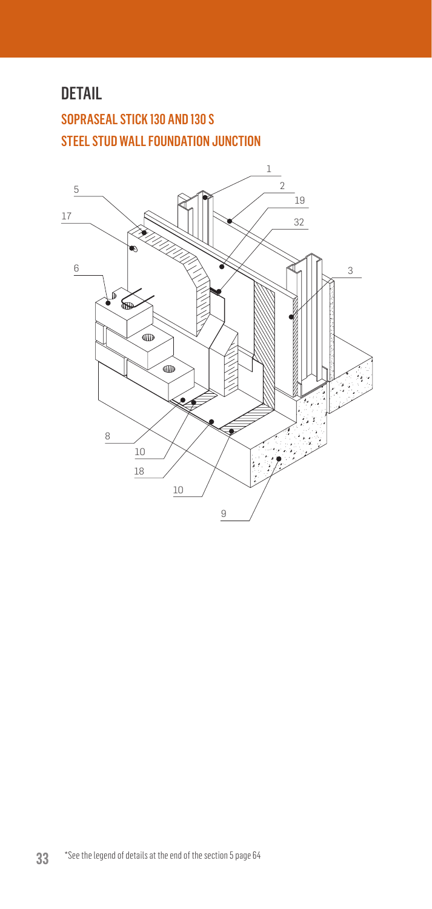## DETAIL

### SOPRASEAL STICK 130 AND 130 S
### STEEL STUD WALL FOUNDATION JUNCTION

1
2
5
19
17
32
6
3
8
10
18
10
9

*See the legend of details at the end of the section 5 page 64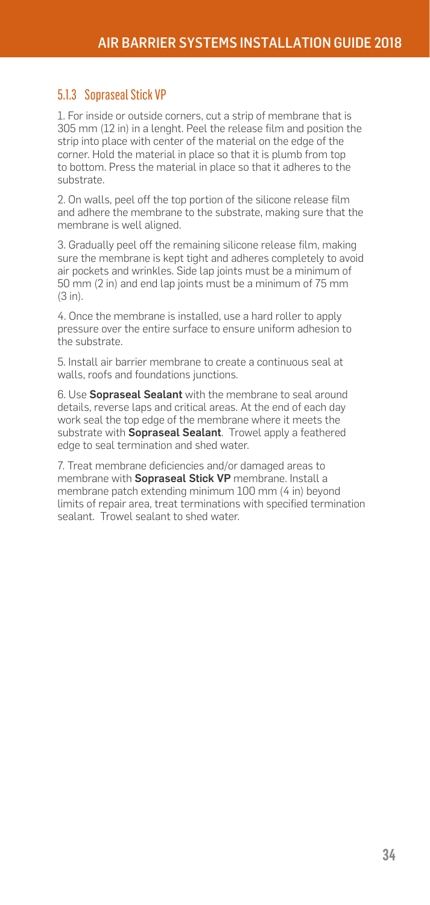### 5.1.3 Sopraseal Stick VP

1. For inside or outside corners, cut a strip of membrane that is 305 mm (12 in) in a lenght. Peel the release film and position the strip into place with center of the material on the edge of the corner. Hold the material in place so that it is plumb from top to bottom. Press the material in place so that it adheres to the substrate.

2. On walls, peel off the top portion of the silicone release film and adhere the membrane to the substrate, making sure that the membrane is well aligned.

3. Gradually peel off the remaining silicone release film, making sure the membrane is kept tight and adheres completely to avoid air pockets and wrinkles. Side lap joints must be a minimum of 50 mm (2 in) and end lap joints must be a minimum of 75 mm (3 in).

4. Once the membrane is installed, use a hard roller to apply pressure over the entire surface to ensure uniform adhesion to the substrate.

5. Install air barrier membrane to create a continuous seal at walls, roofs and foundations junctions.

6. Use **Sopraseal Sealant** with the membrane to seal around details, reverse laps and critical areas. At the end of each day work seal the top edge of the membrane where it meets the substrate with **Sopraseal Sealant**. Trowel apply a feathered edge to seal termination and shed water.

7. Treat membrane deficiencies and/or damaged areas to membrane with **Sopraseal Stick VP** membrane. Install a membrane patch extending minimum 100 mm (4 in) beyond limits of repair area, treat terminations with specified termination sealant. Trowel sealant to shed water.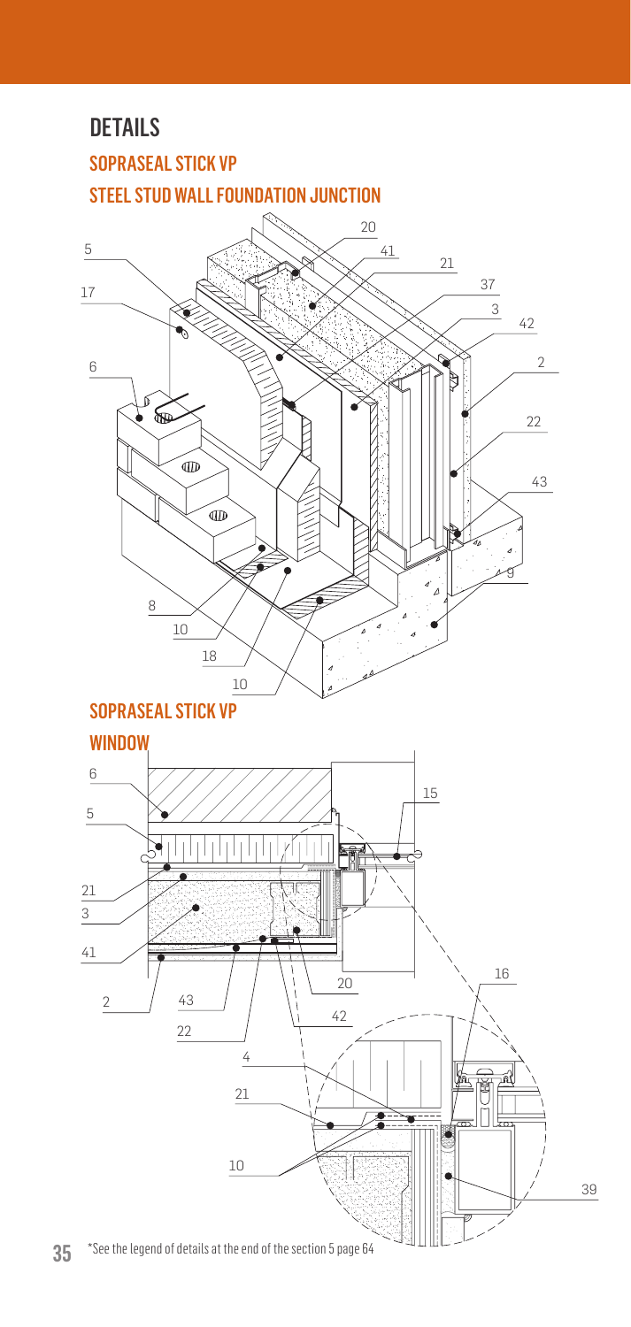# DETAILS

## SOPRASEAL STICK VP

## STEEL STUD WALL FOUNDATION JUNCTION

## SOPRASEAL STICK VP

## WINDOW

*See the legend of details at the end of the section 5 page 64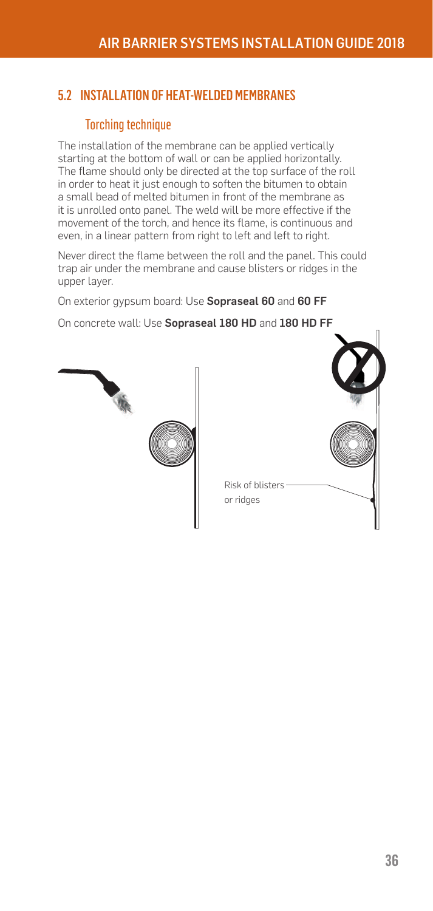## 5.2 INSTALLATION OF HEAT-WELDED MEMBRANES

### Torching technique

The installation of the membrane can be applied vertically starting at the bottom of wall or can be applied horizontally. The flame should only be directed at the top surface of the roll in order to heat it just enough to soften the bitumen to obtain a small bead of melted bitumen in front of the membrane as it is unrolled onto panel. The weld will be more effective if the movement of the torch, and hence its flame, is continuous and even, in a linear pattern from right to left and left to right.

Never direct the flame between the roll and the panel. This could trap air under the membrane and cause blisters or ridges in the upper layer.

On exterior gypsum board: Use **Sopraseal 60** and **60 FF**

On concrete wall: Use **Sopraseal 180 HD** and **180 HD FF**

Risk of blisters or ridges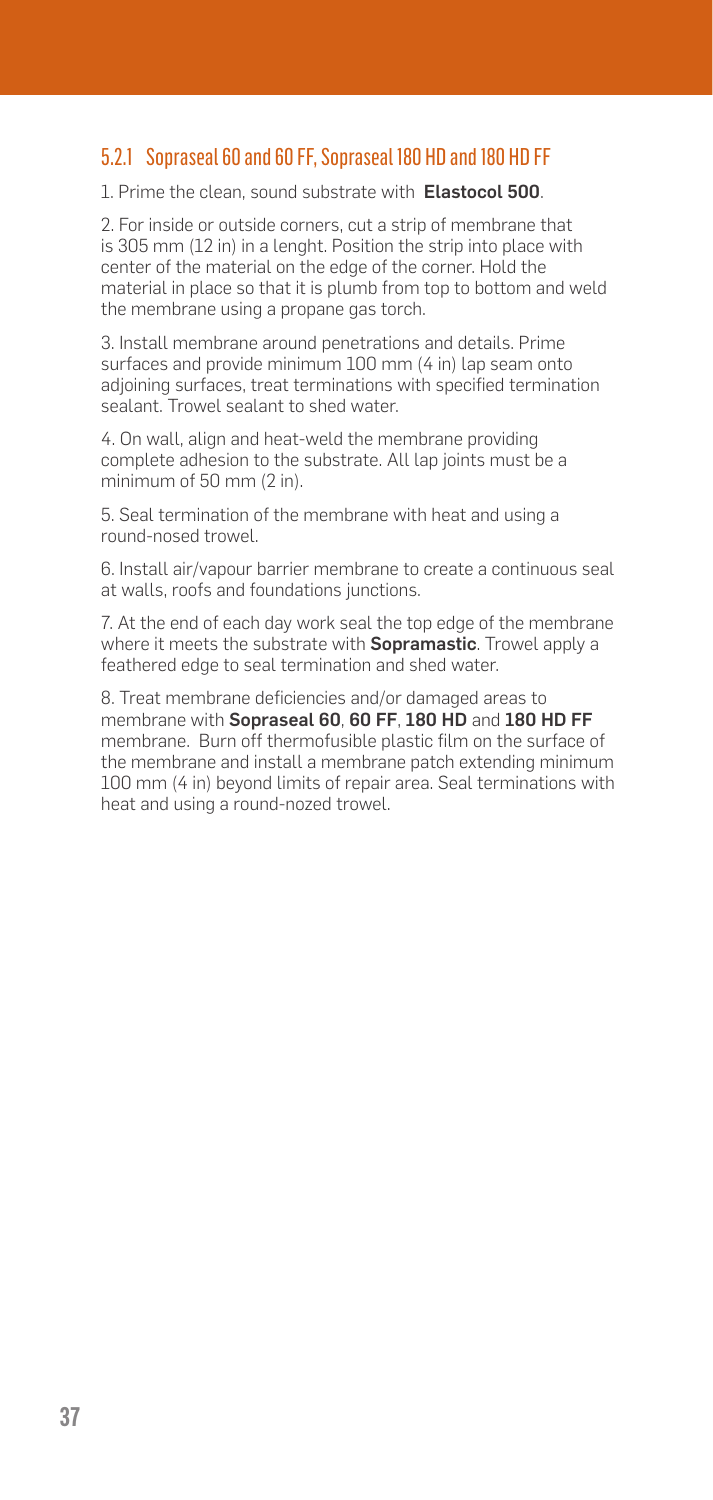### 5.2.1 Sopraseal 60 and 60 FF, Sopraseal 180 HD and 180 HD FF

1. Prime the clean, sound substrate with **Elastocol 500**.

2. For inside or outside corners, cut a strip of membrane that is 305 mm (12 in) in a lenght. Position the strip into place with center of the material on the edge of the corner. Hold the material in place so that it is plumb from top to bottom and weld the membrane using a propane gas torch.

3. Install membrane around penetrations and details. Prime surfaces and provide minimum 100 mm (4 in) lap seam onto adjoining surfaces, treat terminations with specified termination sealant. Trowel sealant to shed water.

4. On wall, align and heat-weld the membrane providing complete adhesion to the substrate. All lap joints must be a minimum of 50 mm (2 in).

5. Seal termination of the membrane with heat and using a round-nosed trowel.

6. Install air/vapour barrier membrane to create a continuous seal at walls, roofs and foundations junctions.

7. At the end of each day work seal the top edge of the membrane where it meets the substrate with **Sopramastic**. Trowel apply a feathered edge to seal termination and shed water.

8. Treat membrane deficiencies and/or damaged areas to membrane with **Sopraseal 60**, **60 FF**, **180 HD** and **180 HD FF** membrane. Burn off thermofusible plastic film on the surface of the membrane and install a membrane patch extending minimum 100 mm (4 in) beyond limits of repair area. Seal terminations with heat and using a round-nozed trowel.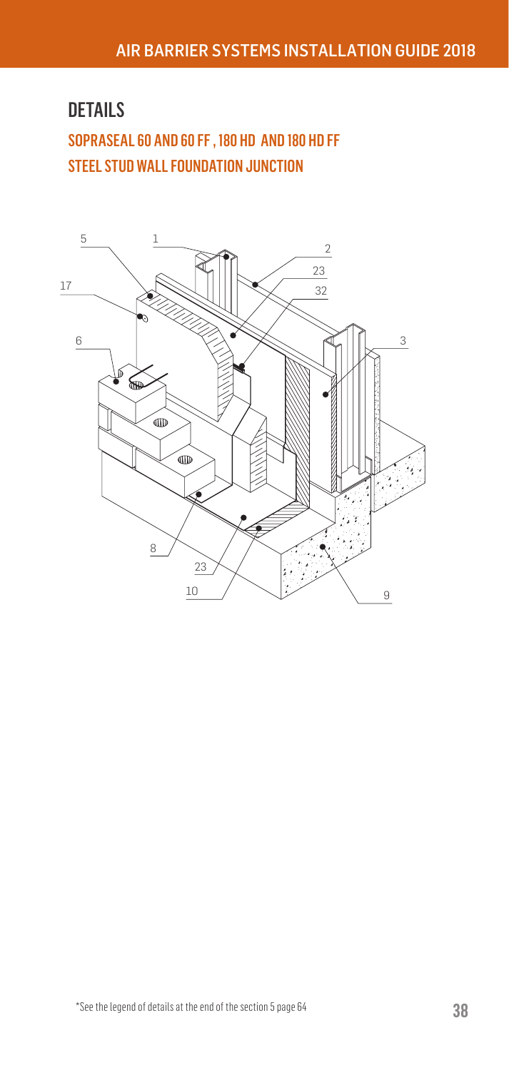## DETAILS

### SOPRASEAL 60 AND 60 FF , 180 HD AND 180 HD FF
### STEEL STUD WALL FOUNDATION JUNCTION

5 1 2 23 32 17 6 3 8 23 10 9

*See the legend of details at the end of the section 5 page 64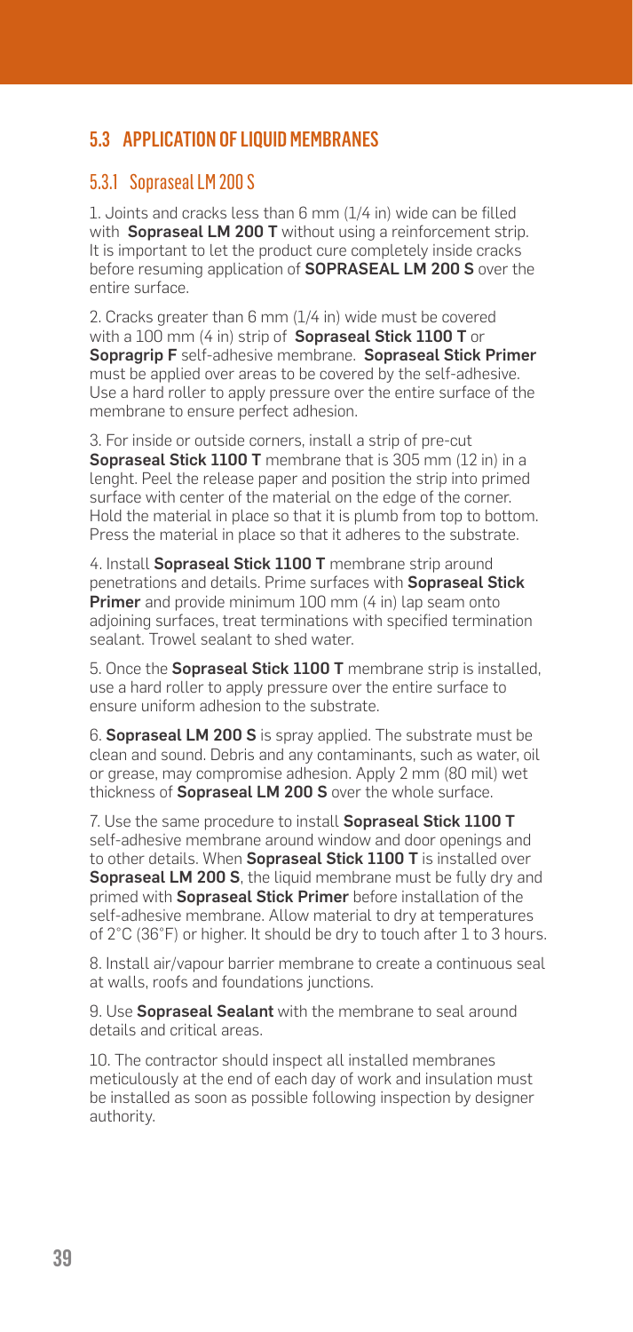## 5.3 APPLICATION OF LIQUID MEMBRANES

### 5.3.1 Sopraseal LM 200 S

1. Joints and cracks less than 6 mm (1/4 in) wide can be filled with **Sopraseal LM 200 T** without using a reinforcement strip. It is important to let the product cure completely inside cracks before resuming application of **SOPRASEAL LM 200 S** over the entire surface.

2. Cracks greater than 6 mm (1/4 in) wide must be covered with a 100 mm (4 in) strip of **Sopraseal Stick 1100 T** or **Sopragrip F** self-adhesive membrane. **Sopraseal Stick Primer** must be applied over areas to be covered by the self-adhesive. Use a hard roller to apply pressure over the entire surface of the membrane to ensure perfect adhesion.

3. For inside or outside corners, install a strip of pre-cut **Sopraseal Stick 1100 T** membrane that is 305 mm (12 in) in a lenght. Peel the release paper and position the strip into primed surface with center of the material on the edge of the corner. Hold the material in place so that it is plumb from top to bottom. Press the material in place so that it adheres to the substrate.

4. Install **Sopraseal Stick 1100 T** membrane strip around penetrations and details. Prime surfaces with **Sopraseal Stick Primer** and provide minimum 100 mm (4 in) lap seam onto adjoining surfaces, treat terminations with specified termination sealant. Trowel sealant to shed water.

5. Once the **Sopraseal Stick 1100 T** membrane strip is installed, use a hard roller to apply pressure over the entire surface to ensure uniform adhesion to the substrate.

6. **Sopraseal LM 200 S** is spray applied. The substrate must be clean and sound. Debris and any contaminants, such as water, oil or grease, may compromise adhesion. Apply 2 mm (80 mil) wet thickness of **Sopraseal LM 200 S** over the whole surface.

7. Use the same procedure to install **Sopraseal Stick 1100 T** self-adhesive membrane around window and door openings and to other details. When **Sopraseal Stick 1100 T** is installed over **Sopraseal LM 200 S**, the liquid membrane must be fully dry and primed with **Sopraseal Stick Primer** before installation of the self-adhesive membrane. Allow material to dry at temperatures of 2°C (36°F) or higher. It should be dry to touch after 1 to 3 hours.

8. Install air/vapour barrier membrane to create a continuous seal at walls, roofs and foundations junctions.

9. Use **Sopraseal Sealant** with the membrane to seal around details and critical areas.

10. The contractor should inspect all installed membranes meticulously at the end of each day of work and insulation must be installed as soon as possible following inspection by designer authority.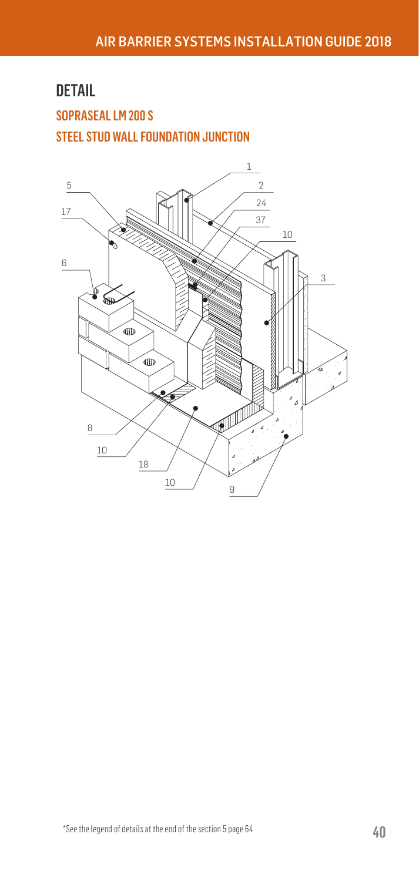# DETAIL

## SOPRASEAL LM 200 S

## STEEL STUD WALL FOUNDATION JUNCTION

1
5
2
24
17
37
10
6
3
8
10
18
10
9

*See the legend of details at the end of the section 5 page 64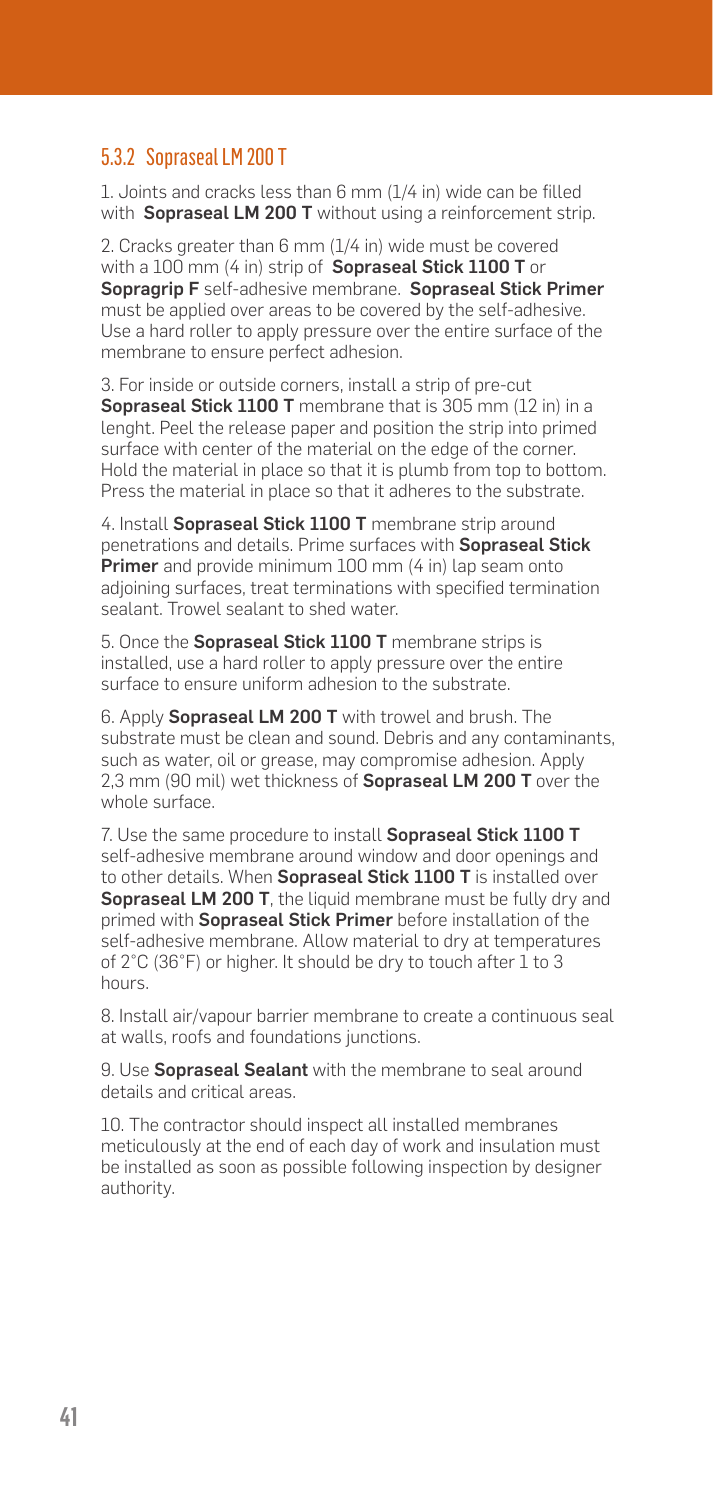### 5.3.2 Sopraseal LM 200 T

1. Joints and cracks less than 6 mm (1/4 in) wide can be filled with **Sopraseal LM 200 T** without using a reinforcement strip.

2. Cracks greater than 6 mm (1/4 in) wide must be covered with a 100 mm (4 in) strip of **Sopraseal Stick 1100 T** or **Sopragrip F** self-adhesive membrane. **Sopraseal Stick Primer** must be applied over areas to be covered by the self-adhesive. Use a hard roller to apply pressure over the entire surface of the membrane to ensure perfect adhesion.

3. For inside or outside corners, install a strip of pre-cut **Sopraseal Stick 1100 T** membrane that is 305 mm (12 in) in a lenght. Peel the release paper and position the strip into primed surface with center of the material on the edge of the corner. Hold the material in place so that it is plumb from top to bottom. Press the material in place so that it adheres to the substrate.

4. Install **Sopraseal Stick 1100 T** membrane strip around penetrations and details. Prime surfaces with **Sopraseal Stick Primer** and provide minimum 100 mm (4 in) lap seam onto adjoining surfaces, treat terminations with specified termination sealant. Trowel sealant to shed water.

5. Once the **Sopraseal Stick 1100 T** membrane strips is installed, use a hard roller to apply pressure over the entire surface to ensure uniform adhesion to the substrate.

6. Apply **Sopraseal LM 200 T** with trowel and brush. The substrate must be clean and sound. Debris and any contaminants, such as water, oil or grease, may compromise adhesion. Apply 2,3 mm (90 mil) wet thickness of **Sopraseal LM 200 T** over the whole surface.

7. Use the same procedure to install **Sopraseal Stick 1100 T** self-adhesive membrane around window and door openings and to other details. When **Sopraseal Stick 1100 T** is installed over **Sopraseal LM 200 T**, the liquid membrane must be fully dry and primed with **Sopraseal Stick Primer** before installation of the self-adhesive membrane. Allow material to dry at temperatures of 2°C (36°F) or higher. It should be dry to touch after 1 to 3 hours.

8. Install air/vapour barrier membrane to create a continuous seal at walls, roofs and foundations junctions.

9. Use **Sopraseal Sealant** with the membrane to seal around details and critical areas.

10. The contractor should inspect all installed membranes meticulously at the end of each day of work and insulation must be installed as soon as possible following inspection by designer authority.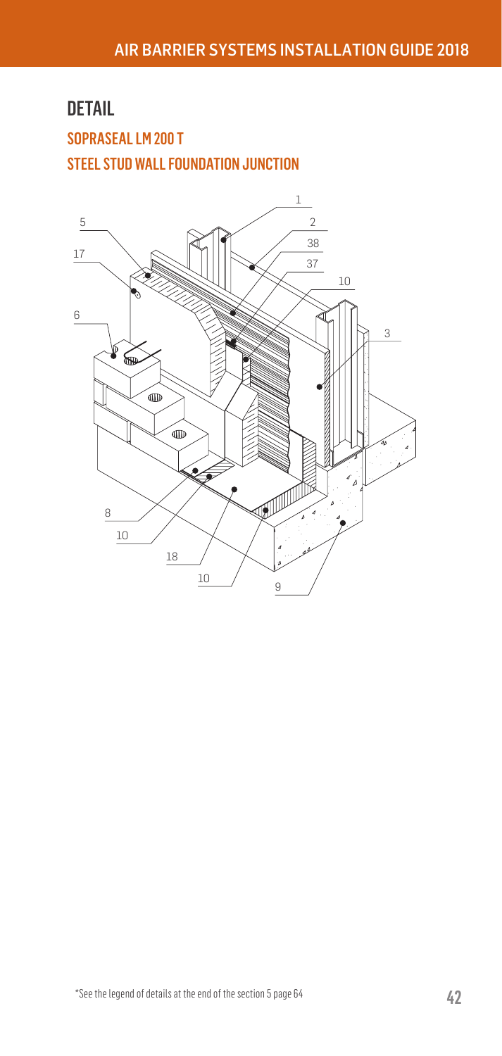# DETAIL

## SOPRASEAL LM 200 T

## STEEL STUD WALL FOUNDATION JUNCTION

1
5
2
38
17
37
10
6
3
8
10
18
10
9

*See the legend of details at the end of the section 5 page 64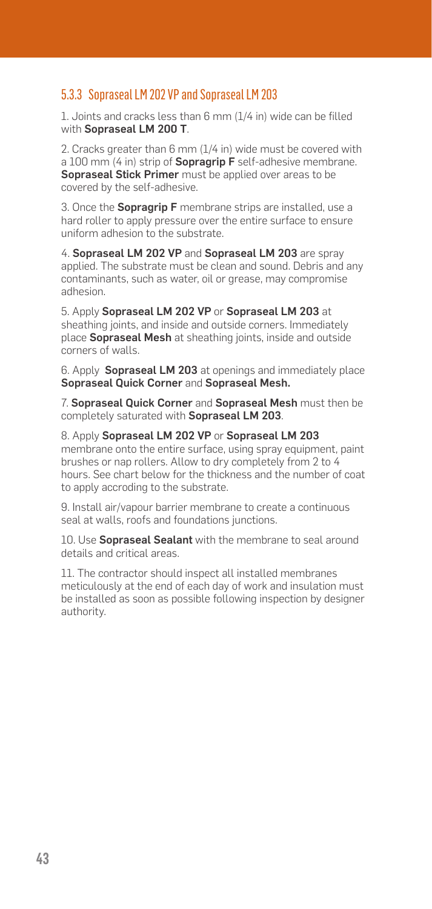### 5.3.3 Sopraseal LM 202 VP and Sopraseal LM 203

1. Joints and cracks less than 6 mm (1/4 in) wide can be filled with **Sopraseal LM 200 T**.

2. Cracks greater than 6 mm (1/4 in) wide must be covered with a 100 mm (4 in) strip of **Sopragrip F** self-adhesive membrane. **Sopraseal Stick Primer** must be applied over areas to be covered by the self-adhesive.

3. Once the **Sopragrip F** membrane strips are installed, use a hard roller to apply pressure over the entire surface to ensure uniform adhesion to the substrate.

4. **Sopraseal LM 202 VP** and **Sopraseal LM 203** are spray applied. The substrate must be clean and sound. Debris and any contaminants, such as water, oil or grease, may compromise adhesion.

5. Apply **Sopraseal LM 202 VP** or **Sopraseal LM 203** at sheathing joints, and inside and outside corners. Immediately place **Sopraseal Mesh** at sheathing joints, inside and outside corners of walls.

6. Apply **Sopraseal LM 203** at openings and immediately place **Sopraseal Quick Corner** and **Sopraseal Mesh.**

7. **Sopraseal Quick Corner** and **Sopraseal Mesh** must then be completely saturated with **Sopraseal LM 203**.

8. Apply **Sopraseal LM 202 VP** or **Sopraseal LM 203** membrane onto the entire surface, using spray equipment, paint brushes or nap rollers. Allow to dry completely from 2 to 4 hours. See chart below for the thickness and the number of coat to apply accroding to the substrate.

9. Install air/vapour barrier membrane to create a continuous seal at walls, roofs and foundations junctions.

10. Use **Sopraseal Sealant** with the membrane to seal around details and critical areas.

11. The contractor should inspect all installed membranes meticulously at the end of each day of work and insulation must be installed as soon as possible following inspection by designer authority.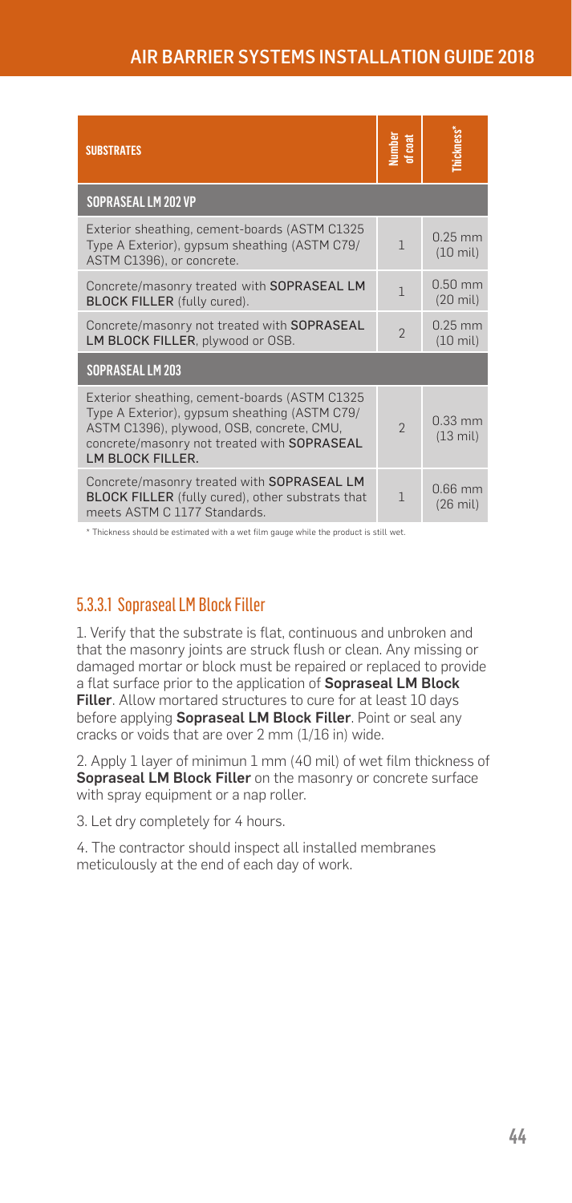| SUBSTRATES | Number of coat | Thickness* |
| --- | --- | --- |
| **SOPRASEAL LM 202 VP** | | |
| Exterior sheathing, cement-boards (ASTM C1325 Type A Exterior), gypsum sheathing (ASTM C79/ ASTM C1396), or concrete. | 1 | 0.25 mm (10 mil) |
| Concrete/masonry treated with **SOPRASEAL LM BLOCK FILLER** (fully cured). | 1 | 0.50 mm (20 mil) |
| Concrete/masonry not treated with **SOPRASEAL LM BLOCK FILLER**, plywood or OSB. | 2 | 0.25 mm (10 mil) |
| **SOPRASEAL LM 203** | | |
| Exterior sheathing, cement-boards (ASTM C1325 Type A Exterior), gypsum sheathing (ASTM C79/ ASTM C1396), plywood, OSB, concrete, CMU, concrete/masonry not treated with **SOPRASEAL LM BLOCK FILLER**. | 2 | 0.33 mm (13 mil) |
| Concrete/masonry treated with **SOPRASEAL LM BLOCK FILLER** (fully cured), other substrates that meets ASTM C 1177 Standards. | 1 | 0.66 mm (26 mil) |

* Thickness should be estimated with a wet film gauge while the product is still wet.

### 5.3.3.1 Sopraseal LM Block Filler

1. Verify that the substrate is flat, continuous and unbroken and that the masonry joints are struck flush or clean. Any missing or damaged mortar or block must be repaired or replaced to provide a flat surface prior to the application of **Sopraseal LM Block Filler**. Allow mortared structures to cure for at least 10 days before applying **Sopraseal LM Block Filler**. Point or seal any cracks or voids that are over 2 mm (1/16 in) wide.

2. Apply 1 layer of minimun 1 mm (40 mil) of wet film thickness of **Sopraseal LM Block Filler** on the masonry or concrete surface with spray equipment or a nap roller.

3. Let dry completely for 4 hours.

4. The contractor should inspect all installed membranes meticulously at the end of each day of work.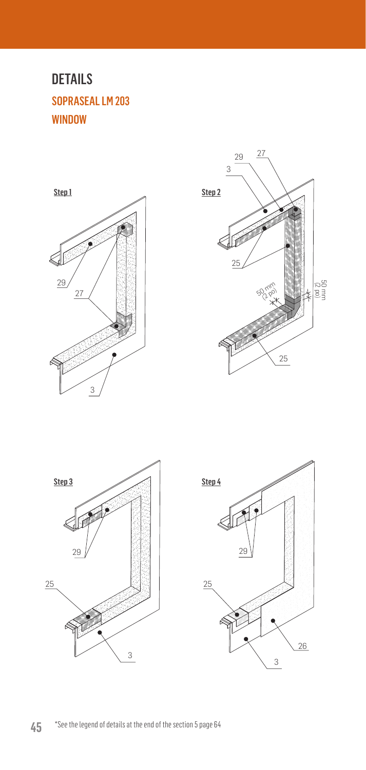# DETAILS

## SOPRASEAL LM 203

## WINDOW

Step 1

Step 2

Step 3

Step 4

*See the legend of details at the end of the section 5 page 64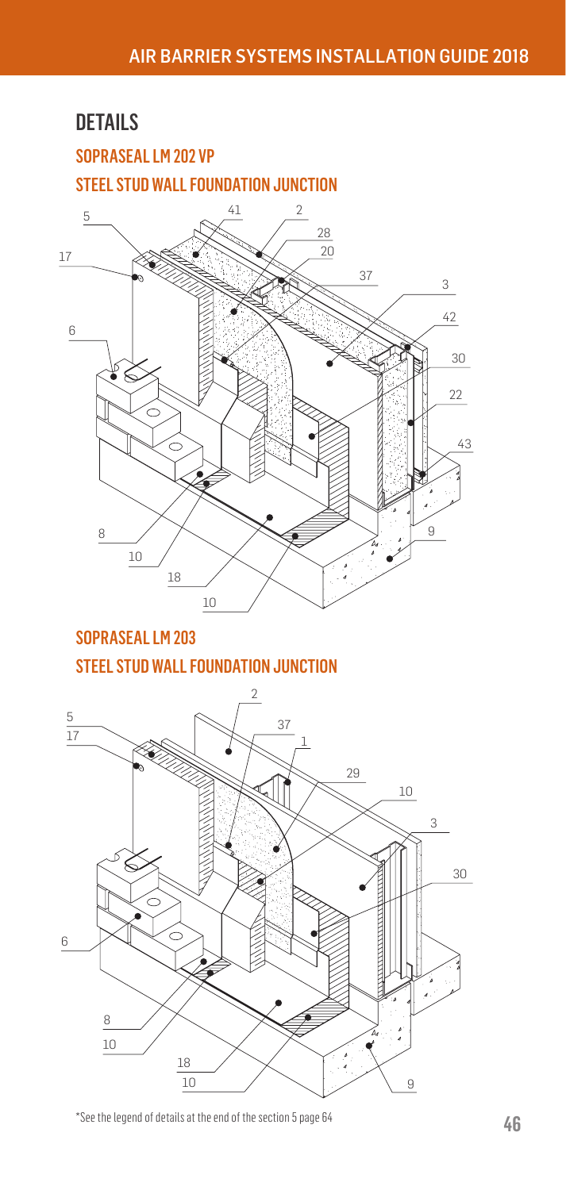## DETAILS

### SOPRASEAL LM 202 VP

### STEEL STUD WALL FOUNDATION JUNCTION

### SOPRASEAL LM 203

### STEEL STUD WALL FOUNDATION JUNCTION

*See the legend of details at the end of the section 5 page 64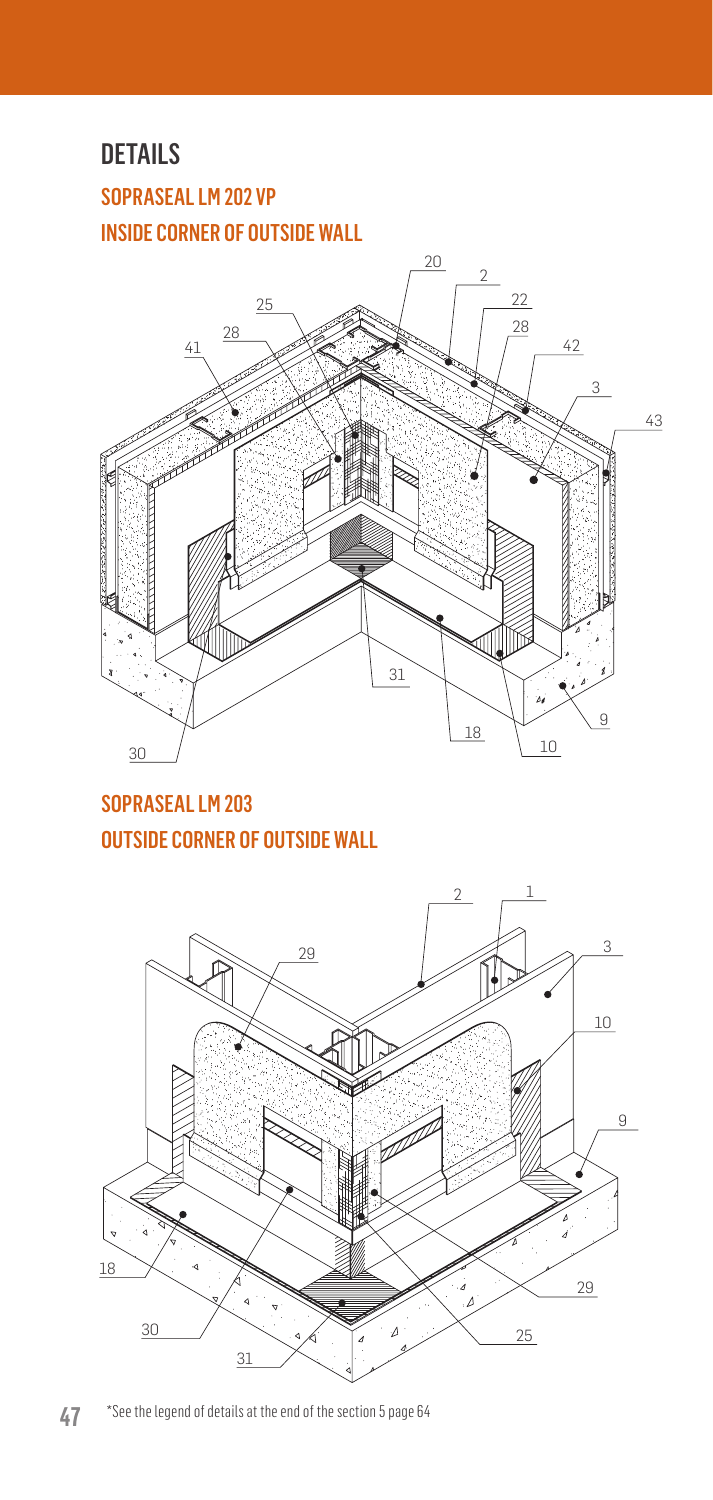# DETAILS

## SOPRASEAL LM 202 VP

## INSIDE CORNER OF OUTSIDE WALL

## SOPRASEAL LM 203

## OUTSIDE CORNER OF OUTSIDE WALL

*See the legend of details at the end of the section 5 page 64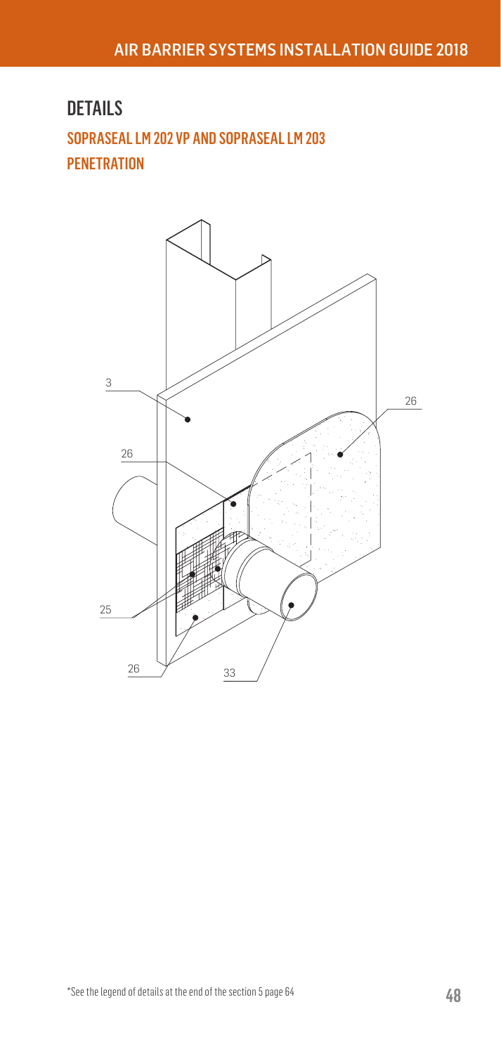# DETAILS

## SOPRASEAL LM 202 VP AND SOPRASEAL LM 203

## PENETRATION

3

26

26

25

26

33

*See the legend of details at the end of the section 5 page 64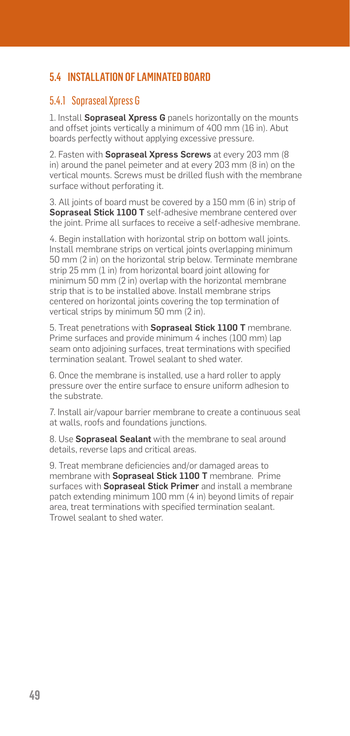## 5.4 INSTALLATION OF LAMINATED BOARD

### 5.4.1 Sopraseal Xpress G

1. Install **Sopraseal Xpress G** panels horizontally on the mounts and offset joints vertically a minimum of 400 mm (16 in). Abut boards perfectly without applying excessive pressure.

2. Fasten with **Sopraseal Xpress Screws** at every 203 mm (8 in) around the panel peimeter and at every 203 mm (8 in) on the vertical mounts. Screws must be drilled flush with the membrane surface without perforating it.

3. All joints of board must be covered by a 150 mm (6 in) strip of **Sopraseal Stick 1100 T** self-adhesive membrane centered over the joint. Prime all surfaces to receive a self-adhesive membrane.

4. Begin installation with horizontal strip on bottom wall joints. Install membrane strips on vertical joints overlapping minimum 50 mm (2 in) on the horizontal strip below. Terminate membrane strip 25 mm (1 in) from horizontal board joint allowing for minimum 50 mm (2 in) overlap with the horizontal membrane strip that is to be installed above. Install membrane strips centered on horizontal joints covering the top termination of vertical strips by minimum 50 mm (2 in).

5. Treat penetrations with **Sopraseal Stick 1100 T** membrane. Prime surfaces and provide minimum 4 inches (100 mm) lap seam onto adjoining surfaces, treat terminations with specified termination sealant. Trowel sealant to shed water.

6. Once the membrane is installed, use a hard roller to apply pressure over the entire surface to ensure uniform adhesion to the substrate.

7. Install air/vapour barrier membrane to create a continuous seal at walls, roofs and foundations junctions.

8. Use **Sopraseal Sealant** with the membrane to seal around details, reverse laps and critical areas.

9. Treat membrane deficiencies and/or damaged areas to membrane with **Sopraseal Stick 1100 T** membrane. Prime surfaces with **Sopraseal Stick Primer** and install a membrane patch extending minimum 100 mm (4 in) beyond limits of repair area, treat terminations with specified termination sealant. Trowel sealant to shed water.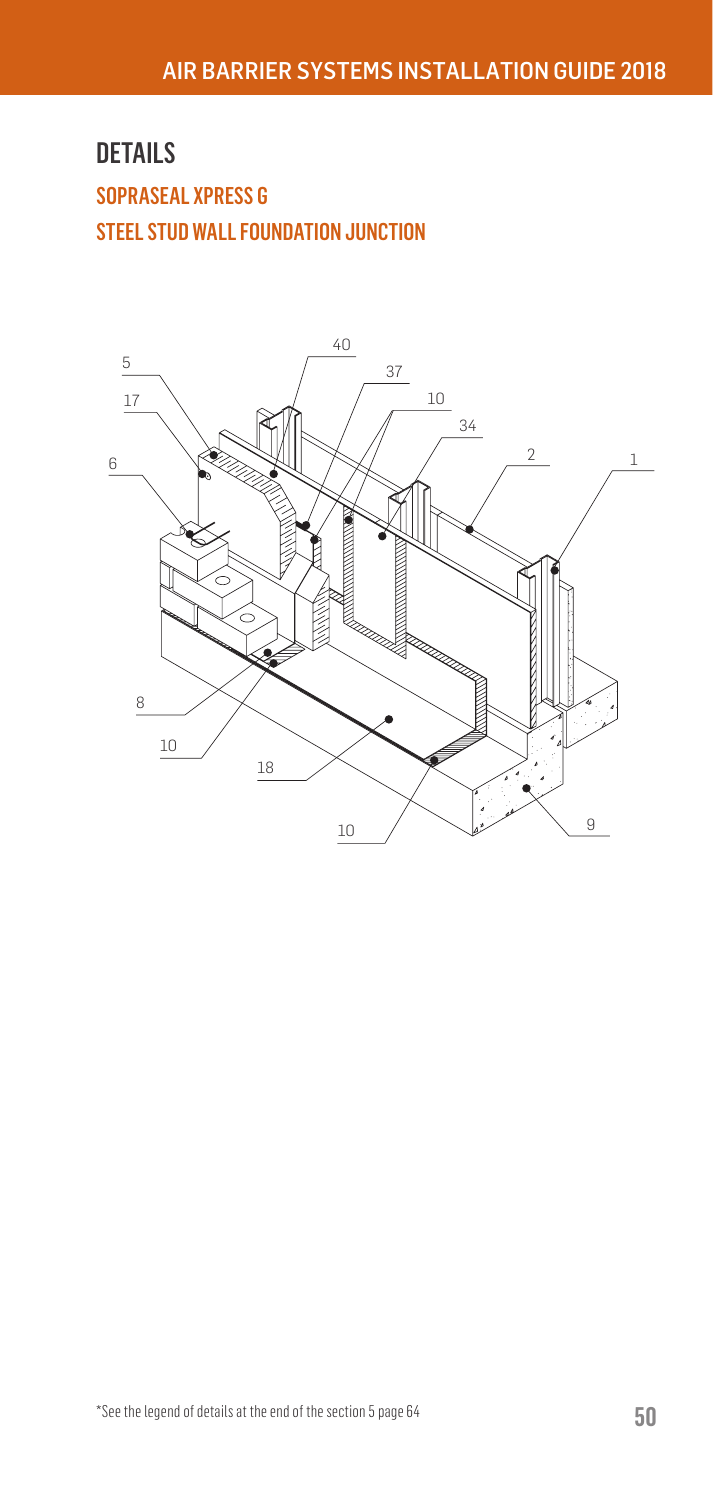## DETAILS

### SOPRASEAL XPRESS G

### STEEL STUD WALL FOUNDATION JUNCTION

\*See the legend of details at the end of the section 5 page 64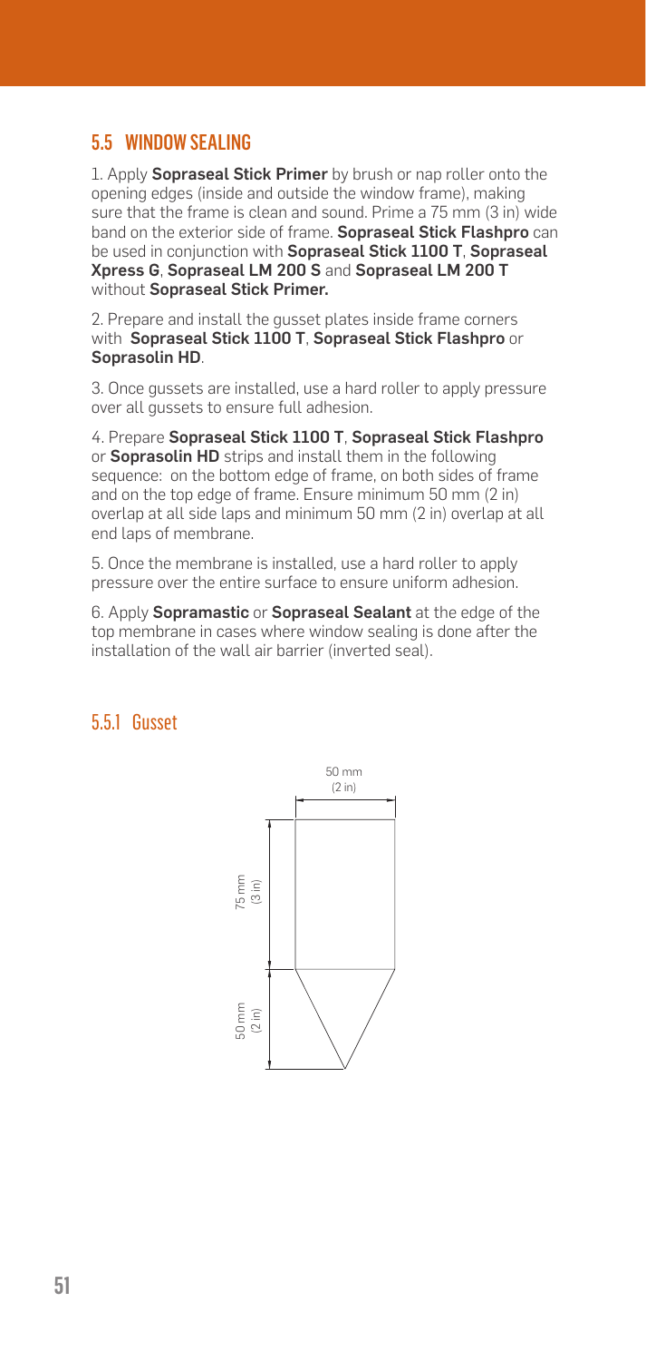## 5.5 WINDOW SEALING

1. Apply **Sopraseal Stick Primer** by brush or nap roller onto the opening edges (inside and outside the window frame), making sure that the frame is clean and sound. Prime a 75 mm (3 in) wide band on the exterior side of frame. **Sopraseal Stick Flashpro** can be used in conjunction with **Sopraseal Stick 1100 T**, **Sopraseal Xpress G**, **Sopraseal LM 200 S** and **Sopraseal LM 200 T** without **Sopraseal Stick Primer.**

2. Prepare and install the gusset plates inside frame corners with **Sopraseal Stick 1100 T**, **Sopraseal Stick Flashpro** or **Soprasolin HD**.

3. Once gussets are installed, use a hard roller to apply pressure over all gussets to ensure full adhesion.

4. Prepare **Sopraseal Stick 1100 T**, **Sopraseal Stick Flashpro** or **Soprasolin HD** strips and install them in the following sequence: on the bottom edge of frame, on both sides of frame and on the top edge of frame. Ensure minimum 50 mm (2 in) overlap at all side laps and minimum 50 mm (2 in) overlap at all end laps of membrane.

5. Once the membrane is installed, use a hard roller to apply pressure over the entire surface to ensure uniform adhesion.

6. Apply **Sopramastic** or **Sopraseal Sealant** at the edge of the top membrane in cases where window sealing is done after the installation of the wall air barrier (inverted seal).

### 5.5.1 Gusset

50 mm (2 in)

75 mm (3 in)

50 mm (2 in)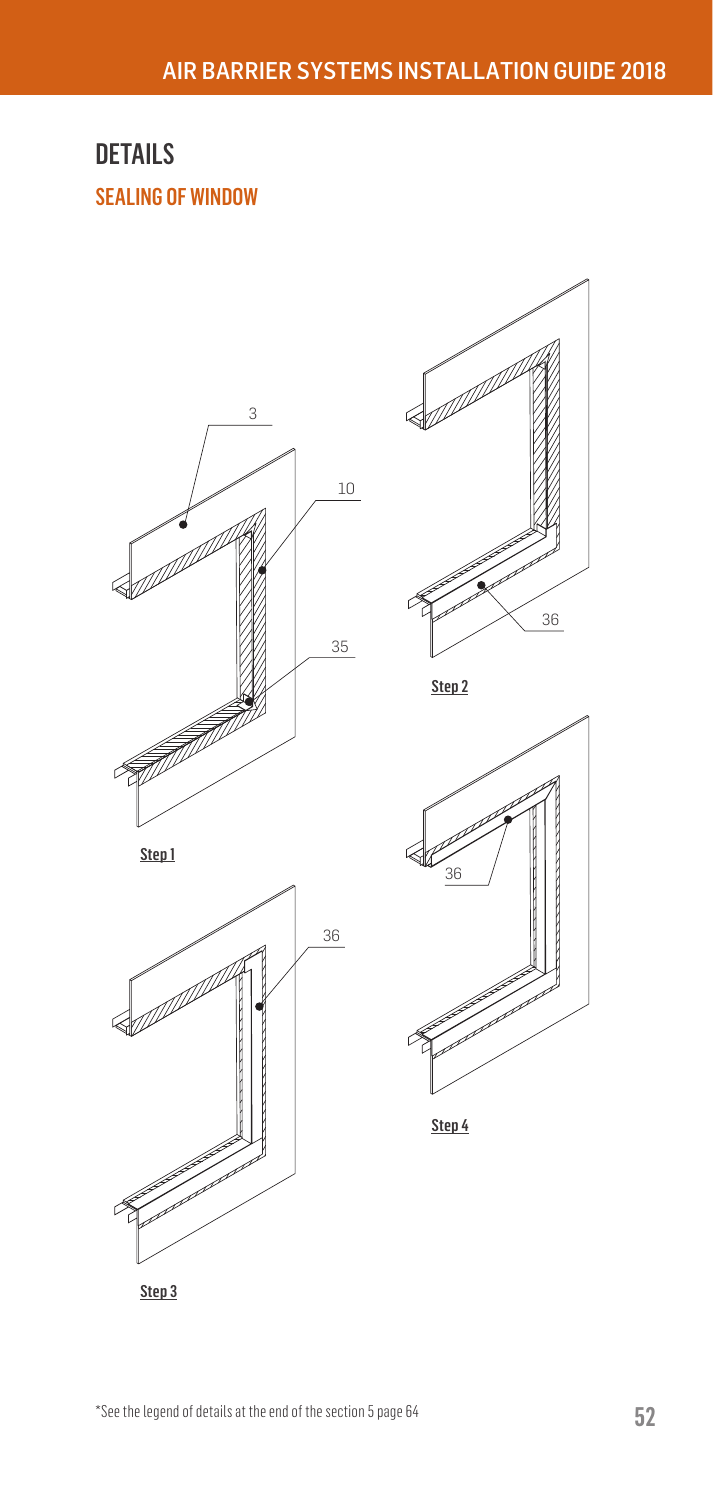# DETAILS

## SEALING OF WINDOW

3

10

35

Step 1

36

Step 2

36

Step 3

36

Step 4

*See the legend of details at the end of the section 5 page 64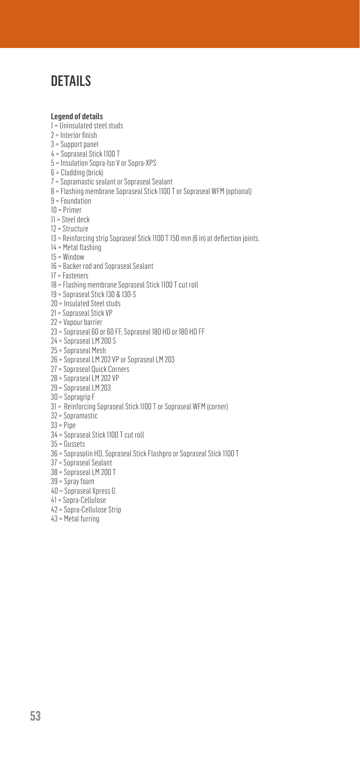# DETAILS

**Legend of details**

1 = Uninsulated steel studs
2 = Interior finish
3 = Support panel
4 = Sopraseal Stick 1100 T
5 = Insulation Sopra-Iso V or Sopra-XPS
6 = Cladding (brick)
7 = Sopramastic sealant or Sopraseal Sealant
8 = Flashing membrane Sopraseal Stick 1100 T or Sopraseal WFM (optional)
9 = Foundation
10 = Primer
11 = Steel deck
12 = Structure
13 = Reinforcing strip Sopraseal Stick 1100 T 150 mm (6 in) at deflection joints.
14 = Metal flashing
15 = Window
16 = Backer rod and Sopraseal Sealant
17 = Fasteners
18 = Flashing membrane Sopraseal Stick 1100 T cut roll
19 = Sopraseal Stick 130 & 130-S
20 = Insulated Steel studs
21 = Sopraseal Stick VP
22 = Vapour barrier
23 = Sopraseal 60 or 60 FF, Sopraseal 180 HD or 180 HD FF
24 = Sopraseal LM 200 S
25 = Sopraseal Mesh
26 = Sopraseal LM 202 VP or Sopraseal LM 203
27 = Sopraseal Quick Corners
28 = Sopraseal LM 202 VP
29 = Sopraseal LM 203
30 = Sopragrip F
31 = Reinforcing Sopraseal Stick 1100 T or Sopraseal WFM (corner)
32 = Sopramastic
33 = Pipe
34 = Sopraseal Stick 1100 T cut roll
35 = Gussets
36 = Soprasolin HD, Sopraseal Stick Flashpro or Sopraseal Stick 1100 T
37 = Sopraseal Sealant
38 = Sopraseal LM 200 T
39 = Spray foam
40 = Sopraseal Xpress G
41 = Sopra-Cellulose
42 = Sopra-Cellulose Strip
43 = Metal furring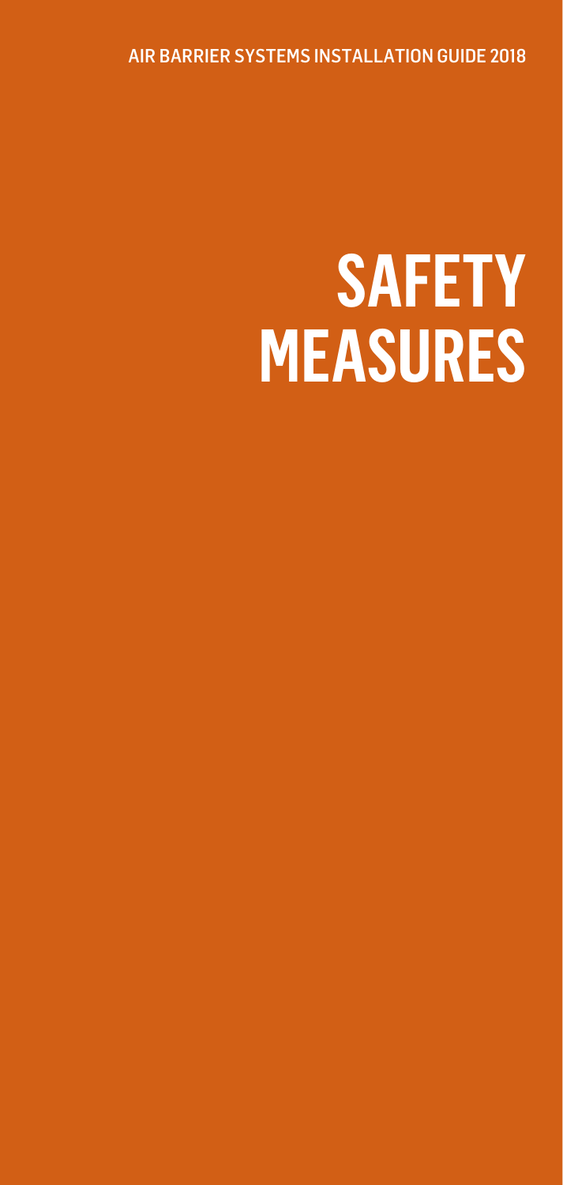# SAFETY MEASURES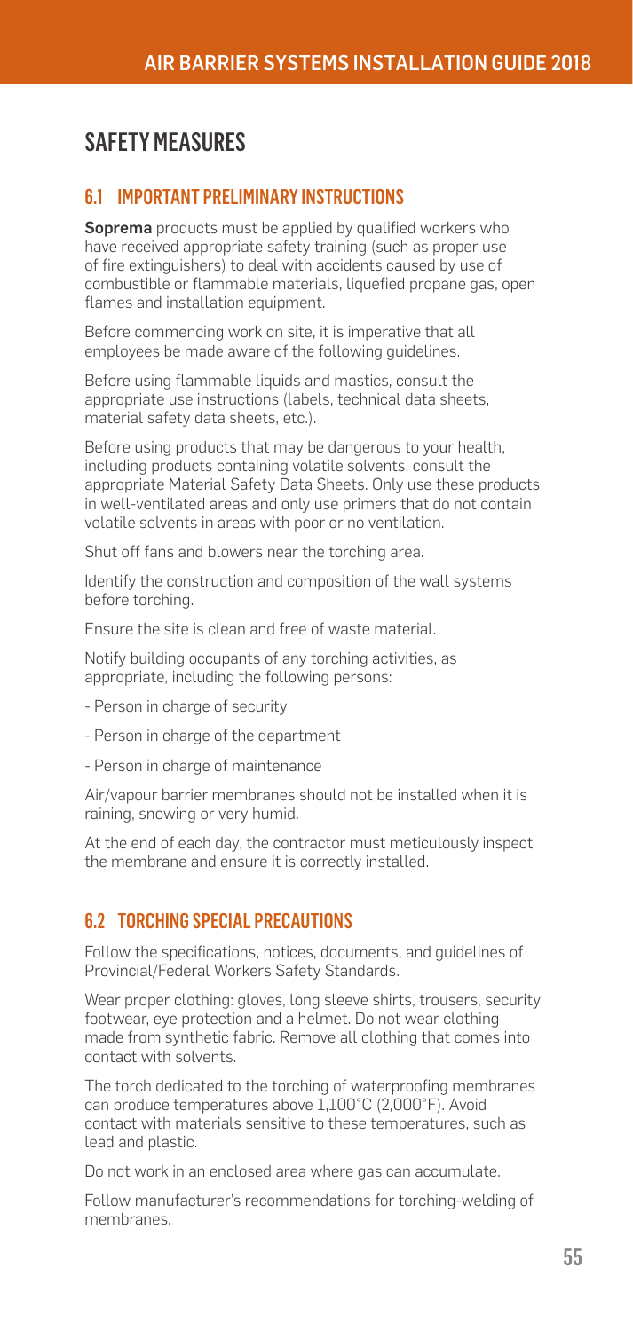# SAFETY MEASURES

## 6.1 IMPORTANT PRELIMINARY INSTRUCTIONS

**Soprema** products must be applied by qualified workers who have received appropriate safety training (such as proper use of fire extinguishers) to deal with accidents caused by use of combustible or flammable materials, liquefied propane gas, open flames and installation equipment.

Before commencing work on site, it is imperative that all employees be made aware of the following guidelines.

Before using flammable liquids and mastics, consult the appropriate use instructions (labels, technical data sheets, material safety data sheets, etc.).

Before using products that may be dangerous to your health, including products containing volatile solvents, consult the appropriate Material Safety Data Sheets. Only use these products in well-ventilated areas and only use primers that do not contain volatile solvents in areas with poor or no ventilation.

Shut off fans and blowers near the torching area.

Identify the construction and composition of the wall systems before torching.

Ensure the site is clean and free of waste material.

Notify building occupants of any torching activities, as appropriate, including the following persons:

- Person in charge of security
- Person in charge of the department
- Person in charge of maintenance

Air/vapour barrier membranes should not be installed when it is raining, snowing or very humid.

At the end of each day, the contractor must meticulously inspect the membrane and ensure it is correctly installed.

## 6.2 TORCHING SPECIAL PRECAUTIONS

Follow the specifications, notices, documents, and guidelines of Provincial/Federal Workers Safety Standards.

Wear proper clothing: gloves, long sleeve shirts, trousers, security footwear, eye protection and a helmet. Do not wear clothing made from synthetic fabric. Remove all clothing that comes into contact with solvents.

The torch dedicated to the torching of waterproofing membranes can produce temperatures above 1,100°C (2,000°F). Avoid contact with materials sensitive to these temperatures, such as lead and plastic.

Do not work in an enclosed area where gas can accumulate.

Follow manufacturer's recommendations for torching-welding of membranes.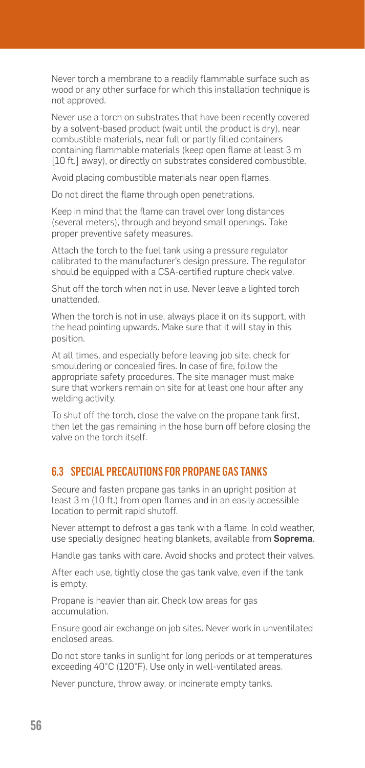Never torch a membrane to a readily flammable surface such as wood or any other surface for which this installation technique is not approved.

Never use a torch on substrates that have been recently covered by a solvent-based product (wait until the product is dry), near combustible materials, near full or partly filled containers containing flammable materials (keep open flame at least 3 m [10 ft.] away), or directly on substrates considered combustible.

Avoid placing combustible materials near open flames.

Do not direct the flame through open penetrations.

Keep in mind that the flame can travel over long distances (several meters), through and beyond small openings. Take proper preventive safety measures.

Attach the torch to the fuel tank using a pressure regulator calibrated to the manufacturer's design pressure. The regulator should be equipped with a CSA-certified rupture check valve.

Shut off the torch when not in use. Never leave a lighted torch unattended.

When the torch is not in use, always place it on its support, with the head pointing upwards. Make sure that it will stay in this position.

At all times, and especially before leaving job site, check for smouldering or concealed fires. In case of fire, follow the appropriate safety procedures. The site manager must make sure that workers remain on site for at least one hour after any welding activity.

To shut off the torch, close the valve on the propane tank first, then let the gas remaining in the hose burn off before closing the valve on the torch itself.

## 6.3 SPECIAL PRECAUTIONS FOR PROPANE GAS TANKS

Secure and fasten propane gas tanks in an upright position at least 3 m (10 ft.) from open flames and in an easily accessible location to permit rapid shutoff.

Never attempt to defrost a gas tank with a flame. In cold weather, use specially designed heating blankets, available from **Soprema**.

Handle gas tanks with care. Avoid shocks and protect their valves.

After each use, tightly close the gas tank valve, even if the tank is empty.

Propane is heavier than air. Check low areas for gas accumulation.

Ensure good air exchange on job sites. Never work in unventilated enclosed areas.

Do not store tanks in sunlight for long periods or at temperatures exceeding 40°C (120°F). Use only in well-ventilated areas.

Never puncture, throw away, or incinerate empty tanks.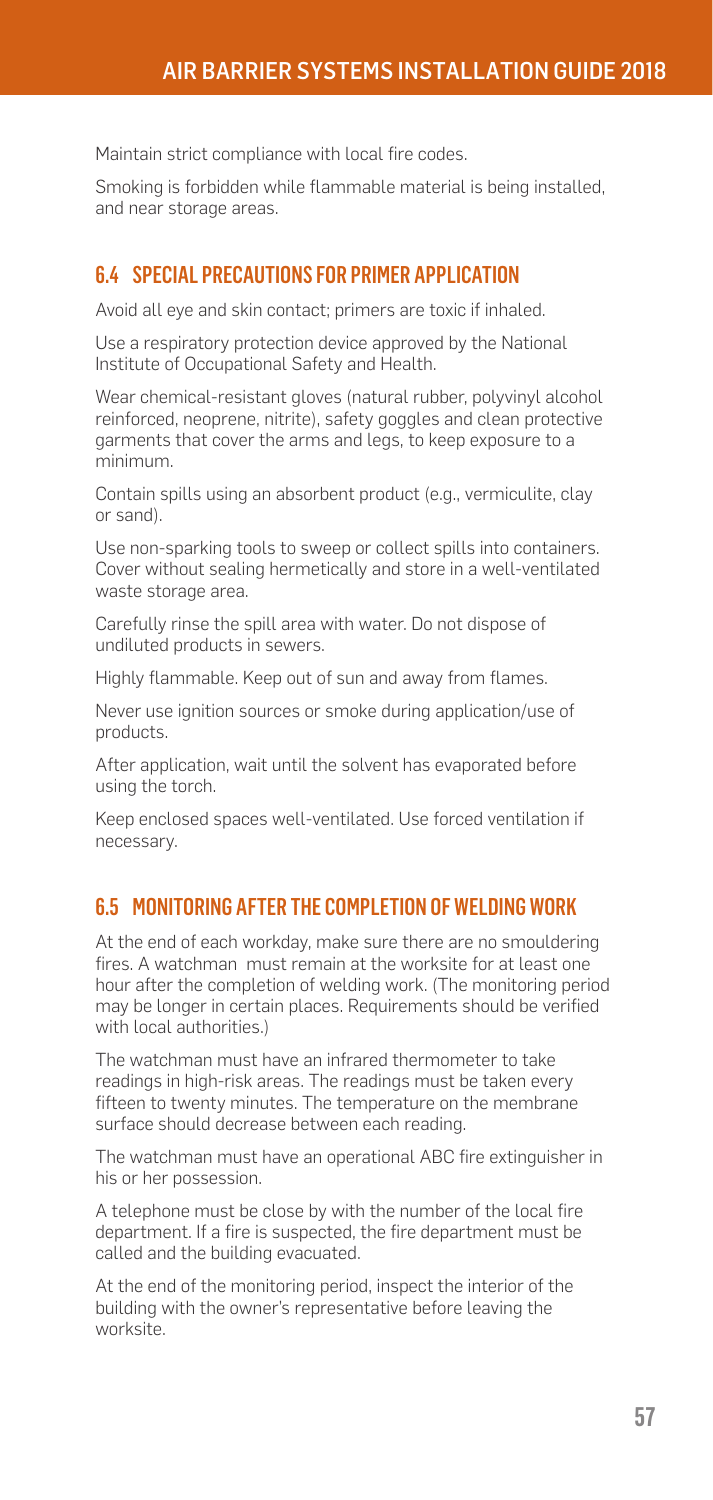Maintain strict compliance with local fire codes.

Smoking is forbidden while flammable material is being installed, and near storage areas.

## 6.4 SPECIAL PRECAUTIONS FOR PRIMER APPLICATION

Avoid all eye and skin contact; primers are toxic if inhaled.

Use a respiratory protection device approved by the National Institute of Occupational Safety and Health.

Wear chemical-resistant gloves (natural rubber, polyvinyl alcohol reinforced, neoprene, nitrite), safety goggles and clean protective garments that cover the arms and legs, to keep exposure to a minimum.

Contain spills using an absorbent product (e.g., vermiculite, clay or sand).

Use non-sparking tools to sweep or collect spills into containers. Cover without sealing hermetically and store in a well-ventilated waste storage area.

Carefully rinse the spill area with water. Do not dispose of undiluted products in sewers.

Highly flammable. Keep out of sun and away from flames.

Never use ignition sources or smoke during application/use of products.

After application, wait until the solvent has evaporated before using the torch.

Keep enclosed spaces well-ventilated. Use forced ventilation if necessary.

## 6.5 MONITORING AFTER THE COMPLETION OF WELDING WORK

At the end of each workday, make sure there are no smouldering fires. A watchman must remain at the worksite for at least one hour after the completion of welding work. (The monitoring period may be longer in certain places. Requirements should be verified with local authorities.)

The watchman must have an infrared thermometer to take readings in high-risk areas. The readings must be taken every fifteen to twenty minutes. The temperature on the membrane surface should decrease between each reading.

The watchman must have an operational ABC fire extinguisher in his or her possession.

A telephone must be close by with the number of the local fire department. If a fire is suspected, the fire department must be called and the building evacuated.

At the end of the monitoring period, inspect the interior of the building with the owner's representative before leaving the worksite.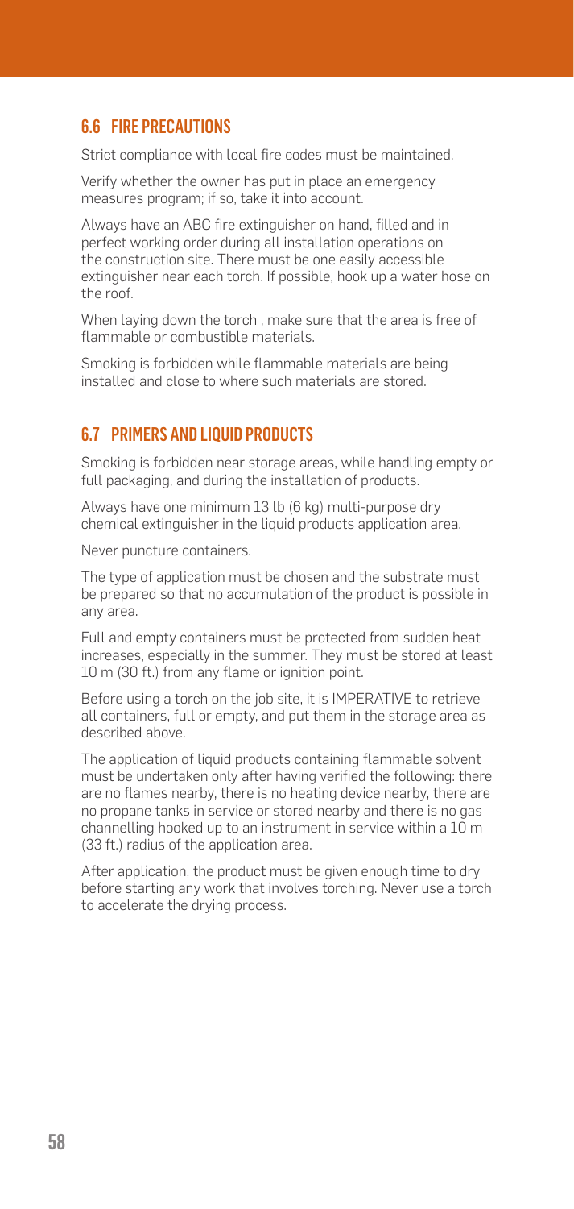## 6.6 FIRE PRECAUTIONS

Strict compliance with local fire codes must be maintained.

Verify whether the owner has put in place an emergency measures program; if so, take it into account.

Always have an ABC fire extinguisher on hand, filled and in perfect working order during all installation operations on the construction site. There must be one easily accessible extinguisher near each torch. If possible, hook up a water hose on the roof.

When laying down the torch , make sure that the area is free of flammable or combustible materials.

Smoking is forbidden while flammable materials are being installed and close to where such materials are stored.

## 6.7 PRIMERS AND LIQUID PRODUCTS

Smoking is forbidden near storage areas, while handling empty or full packaging, and during the installation of products.

Always have one minimum 13 lb (6 kg) multi-purpose dry chemical extinguisher in the liquid products application area.

Never puncture containers.

The type of application must be chosen and the substrate must be prepared so that no accumulation of the product is possible in any area.

Full and empty containers must be protected from sudden heat increases, especially in the summer. They must be stored at least 10 m (30 ft.) from any flame or ignition point.

Before using a torch on the job site, it is IMPERATIVE to retrieve all containers, full or empty, and put them in the storage area as described above.

The application of liquid products containing flammable solvent must be undertaken only after having verified the following: there are no flames nearby, there is no heating device nearby, there are no propane tanks in service or stored nearby and there is no gas channelling hooked up to an instrument in service within a 10 m (33 ft.) radius of the application area.

After application, the product must be given enough time to dry before starting any work that involves torching. Never use a torch to accelerate the drying process.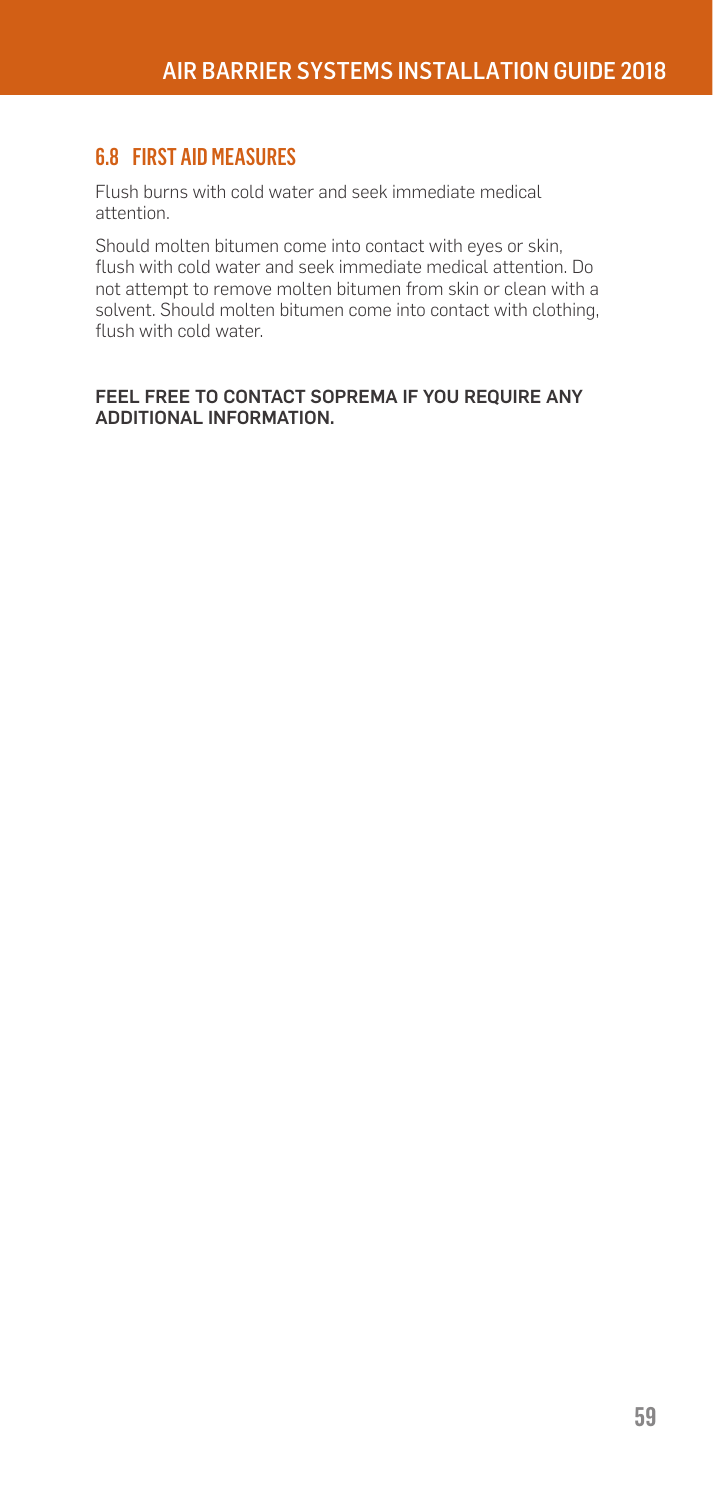## 6.8 FIRST AID MEASURES

Flush burns with cold water and seek immediate medical attention.

Should molten bitumen come into contact with eyes or skin, flush with cold water and seek immediate medical attention. Do not attempt to remove molten bitumen from skin or clean with a solvent. Should molten bitumen come into contact with clothing, flush with cold water.

**FEEL FREE TO CONTACT SOPREMA IF YOU REQUIRE ANY ADDITIONAL INFORMATION.**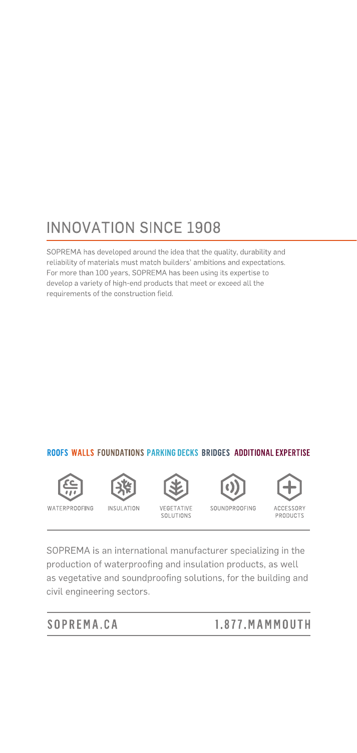# INNOVATION SINCE 1908

SOPREMA has developed around the idea that the quality, durability and reliability of materials must match builders' ambitions and expectations. For more than 100 years, SOPREMA has been using its expertise to develop a variety of high-end products that meet or exceed all the requirements of the construction field.

ROOFS WALLS FOUNDATIONS PARKING DECKS BRIDGES ADDITIONAL EXPERTISE

WATERPROOFING INSULATION VEGETATIVE SOLUTIONS SOUNDPROOFING ACCESSORY PRODUCTS

SOPREMA is an international manufacturer specializing in the production of waterproofing and insulation products, as well as vegetative and soundproofing solutions, for the building and civil engineering sectors.

SOPREMA.CA 1.877.MAMMOUTH